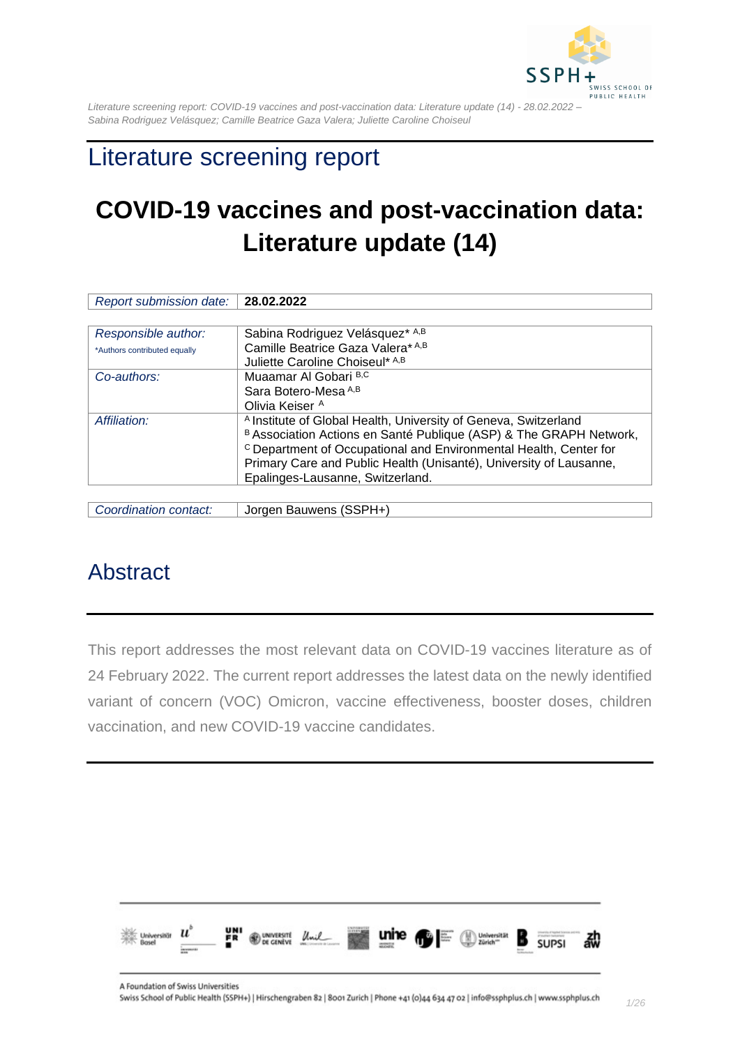Literature screening report: COVID-19 vaccines and post-vaccination data: Literature update (14) - 28.02.2022 – Sabina Rodriguez Velásquez; Camille Beatrice Gaza Valera; Juliette Caroline Choiseul

# Literature screening report

# COVID-19 vaccines and post-vaccination data: Literature update (14)

| *Report submission date:* | **28.02.2022** |
|---|---|

| *Responsible author:* <br> *Authors contributed equally | Sabina Rodriguez Velásquez* [A,B] <br> Camille Beatrice Gaza Valera* [A,B] <br> Juliette Caroline Choiseul* [A,B] |
|---|---|
| *Co-authors:* | Muaamar Al Gobari [B,C] <br> Sara Botero-Mesa [A,B] <br> Olivia Keiser [A] |
| *Affiliation:* | [A] Institute of Global Health, University of Geneva, Switzerland <br> [B] Association Actions en Santé Publique (ASP) & The GRAPH Network, <br> [C] Department of Occupational and Environmental Health, Center for Primary Care and Public Health (Unisanté), University of Lausanne, Epalinges-Lausanne, Switzerland. |

| *Coordination contact:* | Jorgen Bauwens (SSPH+) |
|---|---|

## Abstract

This report addresses the most relevant data on COVID-19 vaccines literature as of 24 February 2022. The current report addresses the latest data on the newly identified variant of concern (VOC) Omicron, vaccine effectiveness, booster doses, children vaccination, and new COVID-19 vaccine candidates.

A Foundation of Swiss Universities
Swiss School of Public Health (SSPH+) | Hirschengraben 82 | 8001 Zurich | Phone +41 (0)44 634 47 02 | info@ssphplus.ch | www.ssphplus.ch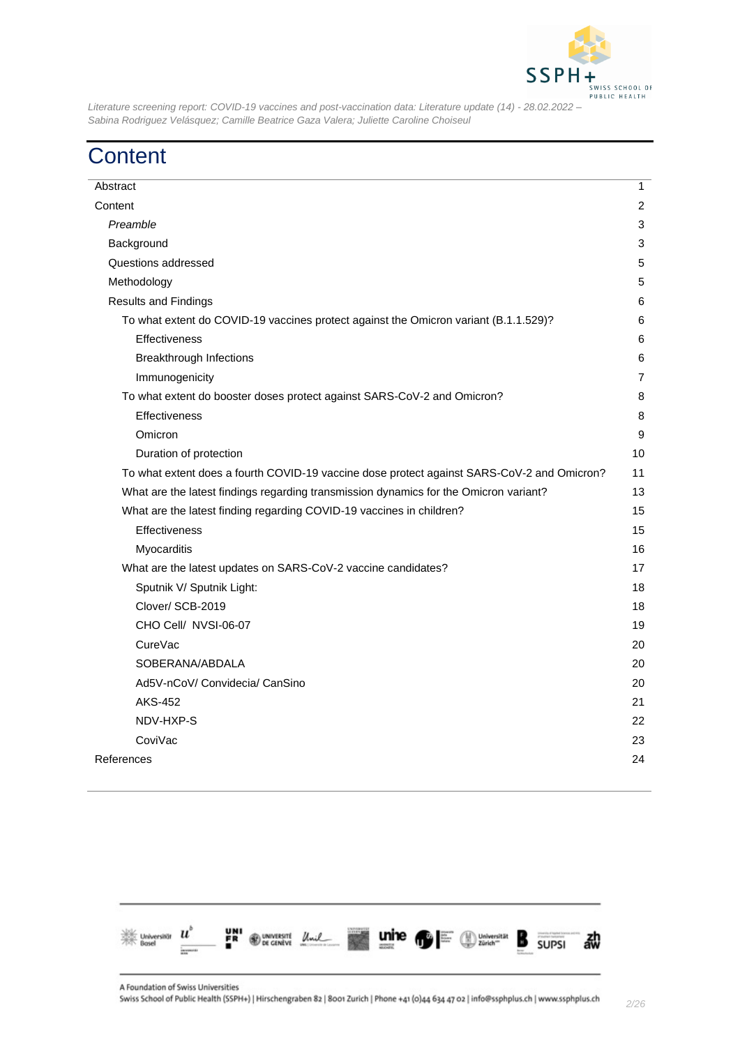# Content

| | |
|---|---|
| Abstract | 1 |
| Content | 2 |
| *Preamble* | 3 |
| Background | 3 |
| Questions addressed | 5 |
| Methodology | 5 |
| Results and Findings | 6 |
| To what extent do COVID-19 vaccines protect against the Omicron variant (B.1.1.529)? | 6 |
| Effectiveness | 6 |
| Breakthrough Infections | 6 |
| Immunogenicity | 7 |
| To what extent do booster doses protect against SARS-CoV-2 and Omicron? | 8 |
| Effectiveness | 8 |
| Omicron | 9 |
| Duration of protection | 10 |
| To what extent does a fourth COVID-19 vaccine dose protect against SARS-CoV-2 and Omicron? | 11 |
| What are the latest findings regarding transmission dynamics for the Omicron variant? | 13 |
| What are the latest finding regarding COVID-19 vaccines in children? | 15 |
| Effectiveness | 15 |
| Myocarditis | 16 |
| What are the latest updates on SARS-CoV-2 vaccine candidates? | 17 |
| Sputnik V/ Sputnik Light: | 18 |
| Clover/ SCB-2019 | 18 |
| CHO Cell/ NVSI-06-07 | 19 |
| CureVac | 20 |
| SOBERANA/ABDALA | 20 |
| Ad5V-nCoV/ Convidecia/ CanSino | 20 |
| AKS-452 | 21 |
| NDV-HXP-S | 22 |
| CoviVac | 23 |
| References | 24 |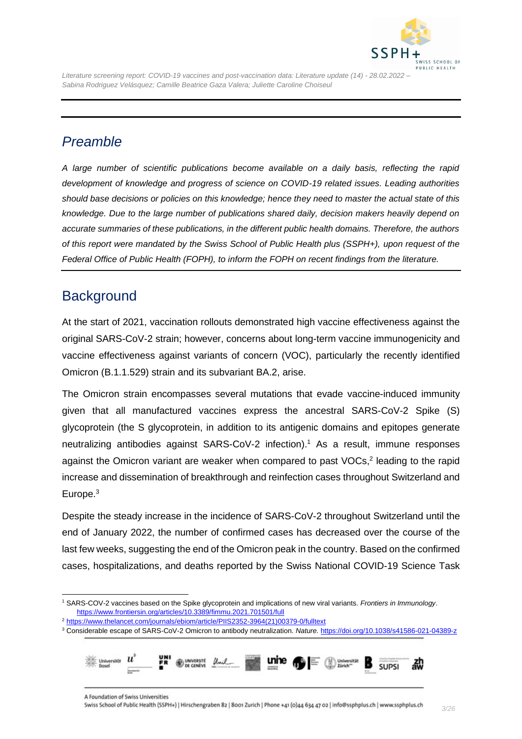## *Preamble*

*A large number of scientific publications become available on a daily basis, reflecting the rapid development of knowledge and progress of science on COVID-19 related issues. Leading authorities should base decisions or policies on this knowledge; hence they need to master the actual state of this knowledge. Due to the large number of publications shared daily, decision makers heavily depend on accurate summaries of these publications, in the different public health domains. Therefore, the authors of this report were mandated by the Swiss School of Public Health plus (SSPH+), upon request of the Federal Office of Public Health (FOPH), to inform the FOPH on recent findings from the literature.*

## Background

At the start of 2021, vaccination rollouts demonstrated high vaccine effectiveness against the original SARS-CoV-2 strain; however, concerns about long-term vaccine immunogenicity and vaccine effectiveness against variants of concern (VOC), particularly the recently identified Omicron (B.1.1.529) strain and its subvariant BA.2, arise.

The Omicron strain encompasses several mutations that evade vaccine-induced immunity given that all manufactured vaccines express the ancestral SARS-CoV-2 Spike (S) glycoprotein (the S glycoprotein, in addition to its antigenic domains and epitopes generate neutralizing antibodies against SARS-CoV-2 infection).[1] As a result, immune responses against the Omicron variant are weaker when compared to past VOCs,[2] leading to the rapid increase and dissemination of breakthrough and reinfection cases throughout Switzerland and Europe.[3]

Despite the steady increase in the incidence of SARS-CoV-2 throughout Switzerland until the end of January 2022, the number of confirmed cases has decreased over the course of the last few weeks, suggesting the end of the Omicron peak in the country. Based on the confirmed cases, hospitalizations, and deaths reported by the Swiss National COVID-19 Science Task

---

[1] SARS-COV-2 vaccines based on the Spike glycoprotein and implications of new viral variants. *Frontiers in Immunology*. https://www.frontiersin.org/articles/10.3389/fimmu.2021.701501/full

[2] https://www.thelancet.com/journals/ebiom/article/PIIS2352-3964(21)00379-0/fulltext

[3] Considerable escape of SARS-CoV-2 Omicron to antibody neutralization. *Nature.* https://doi.org/10.1038/s41586-021-04389-z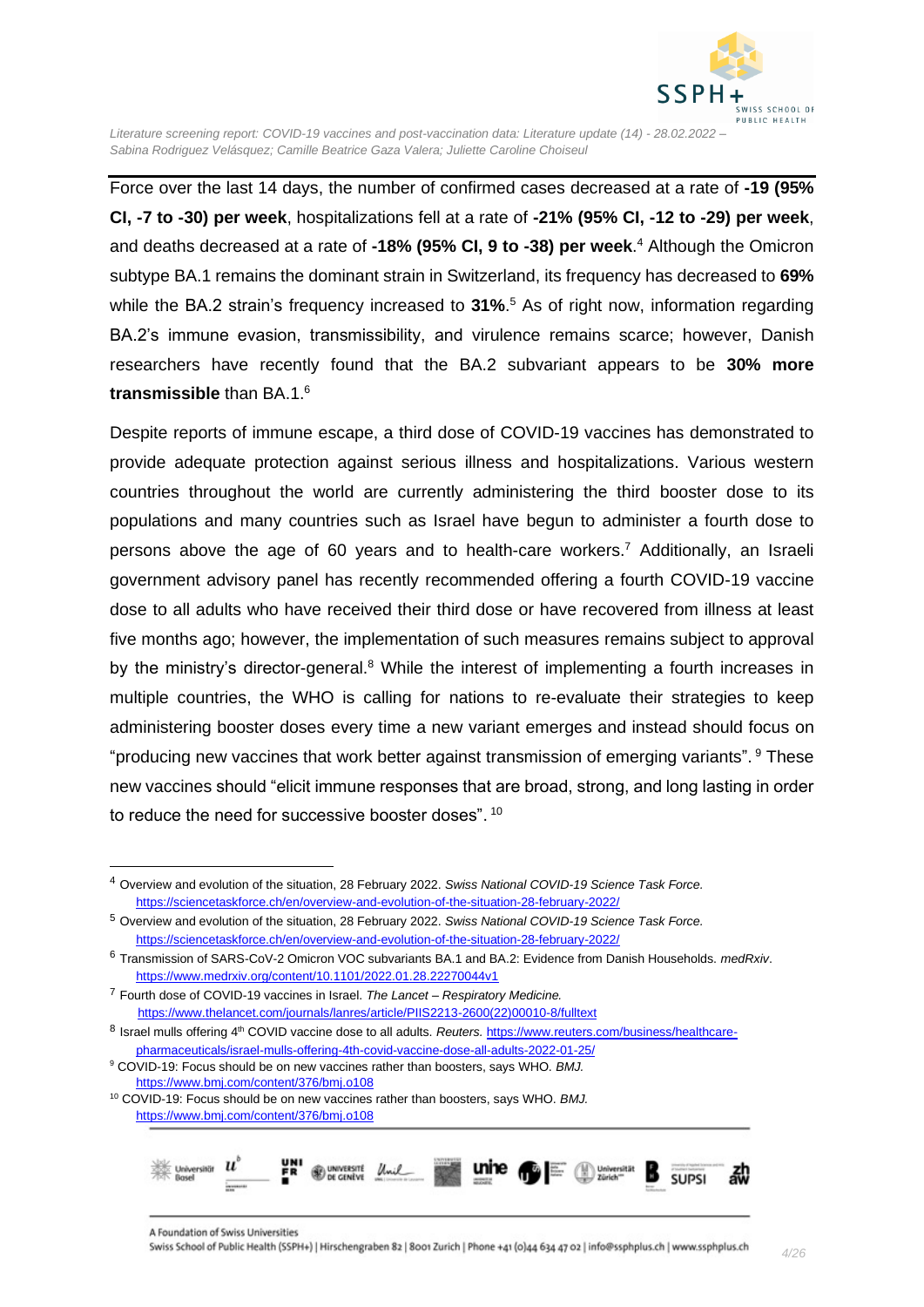Force over the last 14 days, the number of confirmed cases decreased at a rate of **-19 (95% CI, -7 to -30) per week**, hospitalizations fell at a rate of **-21% (95% CI, -12 to -29) per week**, and deaths decreased at a rate of **-18% (95% CI, 9 to -38) per week**.[4] Although the Omicron subtype BA.1 remains the dominant strain in Switzerland, its frequency has decreased to **69%** while the BA.2 strain's frequency increased to **31%**.[5] As of right now, information regarding BA.2's immune evasion, transmissibility, and virulence remains scarce; however, Danish researchers have recently found that the BA.2 subvariant appears to be **30% more transmissible** than BA.1.[6]

Despite reports of immune escape, a third dose of COVID-19 vaccines has demonstrated to provide adequate protection against serious illness and hospitalizations. Various western countries throughout the world are currently administering the third booster dose to its populations and many countries such as Israel have begun to administer a fourth dose to persons above the age of 60 years and to health-care workers.[7] Additionally, an Israeli government advisory panel has recently recommended offering a fourth COVID-19 vaccine dose to all adults who have received their third dose or have recovered from illness at least five months ago; however, the implementation of such measures remains subject to approval by the ministry's director-general.[8] While the interest of implementing a fourth increases in multiple countries, the WHO is calling for nations to re-evaluate their strategies to keep administering booster doses every time a new variant emerges and instead should focus on "producing new vaccines that work better against transmission of emerging variants". [9] These new vaccines should "elicit immune responses that are broad, strong, and long lasting in order to reduce the need for successive booster doses". [10]

---

[4] Overview and evolution of the situation, 28 February 2022. *Swiss National COVID-19 Science Task Force.* https://sciencetaskforce.ch/en/overview-and-evolution-of-the-situation-28-february-2022/

[5] Overview and evolution of the situation, 28 February 2022. *Swiss National COVID-19 Science Task Force.* https://sciencetaskforce.ch/en/overview-and-evolution-of-the-situation-28-february-2022/

[6] Transmission of SARS-CoV-2 Omicron VOC subvariants BA.1 and BA.2: Evidence from Danish Households. *medRxiv*. https://www.medrxiv.org/content/10.1101/2022.01.28.22270044v1

[7] Fourth dose of COVID-19 vaccines in Israel. *The Lancet – Respiratory Medicine.* https://www.thelancet.com/journals/lanres/article/PIIS2213-2600(22)00010-8/fulltext

[8] Israel mulls offering 4th COVID vaccine dose to all adults. *Reuters.* https://www.reuters.com/business/healthcare-pharmaceuticals/israel-mulls-offering-4th-covid-vaccine-dose-all-adults-2022-01-25/

[9] COVID-19: Focus should be on new vaccines rather than boosters, says WHO. *BMJ.* https://www.bmj.com/content/376/bmj.o108

[10] COVID-19: Focus should be on new vaccines rather than boosters, says WHO. *BMJ.* https://www.bmj.com/content/376/bmj.o108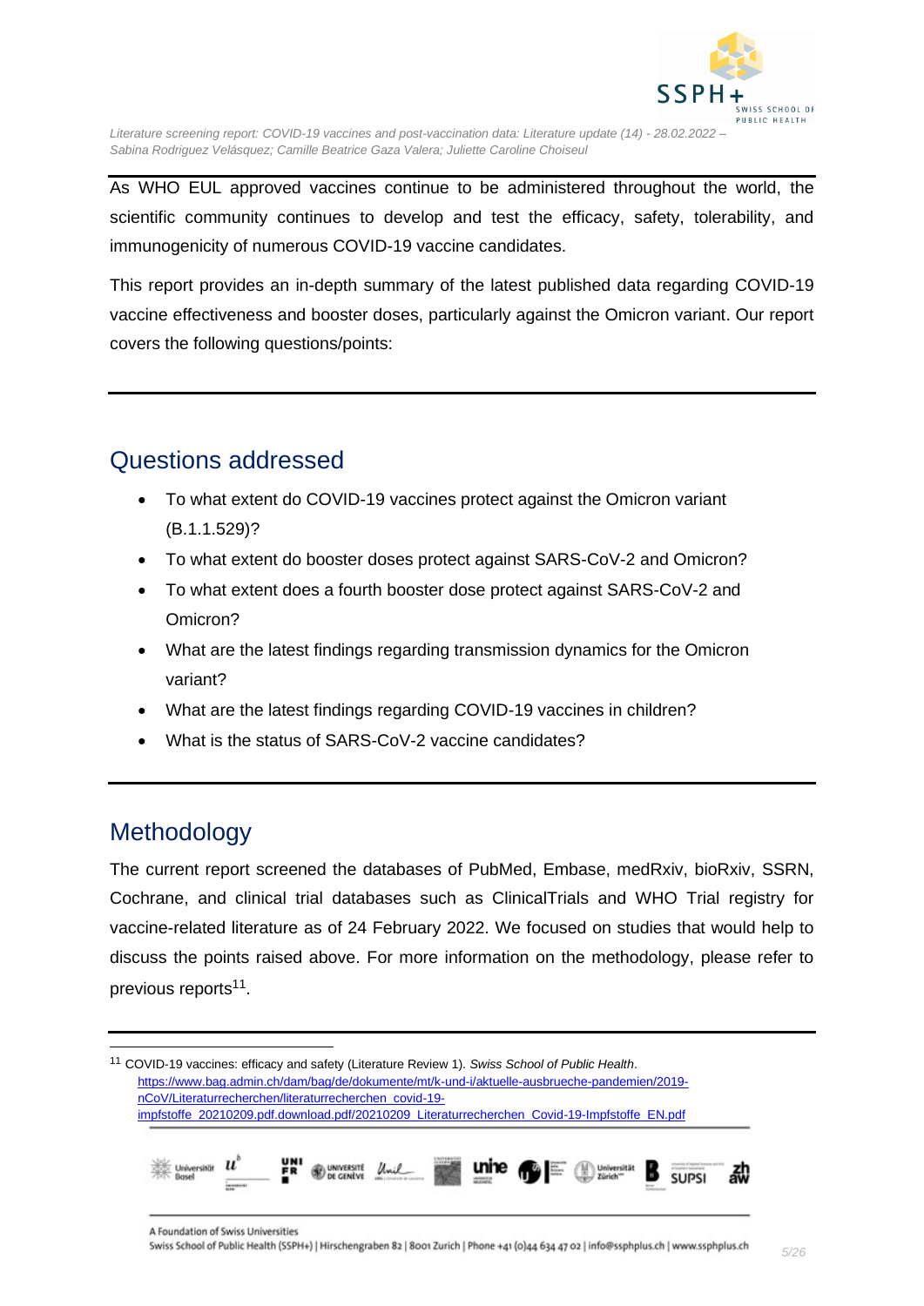As WHO EUL approved vaccines continue to be administered throughout the world, the scientific community continues to develop and test the efficacy, safety, tolerability, and immunogenicity of numerous COVID-19 vaccine candidates.

This report provides an in-depth summary of the latest published data regarding COVID-19 vaccine effectiveness and booster doses, particularly against the Omicron variant. Our report covers the following questions/points:

## Questions addressed

- To what extent do COVID-19 vaccines protect against the Omicron variant (B.1.1.529)?
- To what extent do booster doses protect against SARS-CoV-2 and Omicron?
- To what extent does a fourth booster dose protect against SARS-CoV-2 and Omicron?
- What are the latest findings regarding transmission dynamics for the Omicron variant?
- What are the latest findings regarding COVID-19 vaccines in children?
- What is the status of SARS-CoV-2 vaccine candidates?

## Methodology

The current report screened the databases of PubMed, Embase, medRxiv, bioRxiv, SSRN, Cochrane, and clinical trial databases such as ClinicalTrials and WHO Trial registry for vaccine-related literature as of 24 February 2022. We focused on studies that would help to discuss the points raised above. For more information on the methodology, please refer to previous reports[11].

---

[11] COVID-19 vaccines: efficacy and safety (Literature Review 1). *Swiss School of Public Health*. https://www.bag.admin.ch/dam/bag/de/dokumente/mt/k-und-i/aktuelle-ausbrueche-pandemien/2019-nCoV/Literaturrecherchen/literaturrecherchen_covid-19-impfstoffe_20210209.pdf.download.pdf/20210209_Literaturrecherchen_Covid-19-Impfstoffe_EN.pdf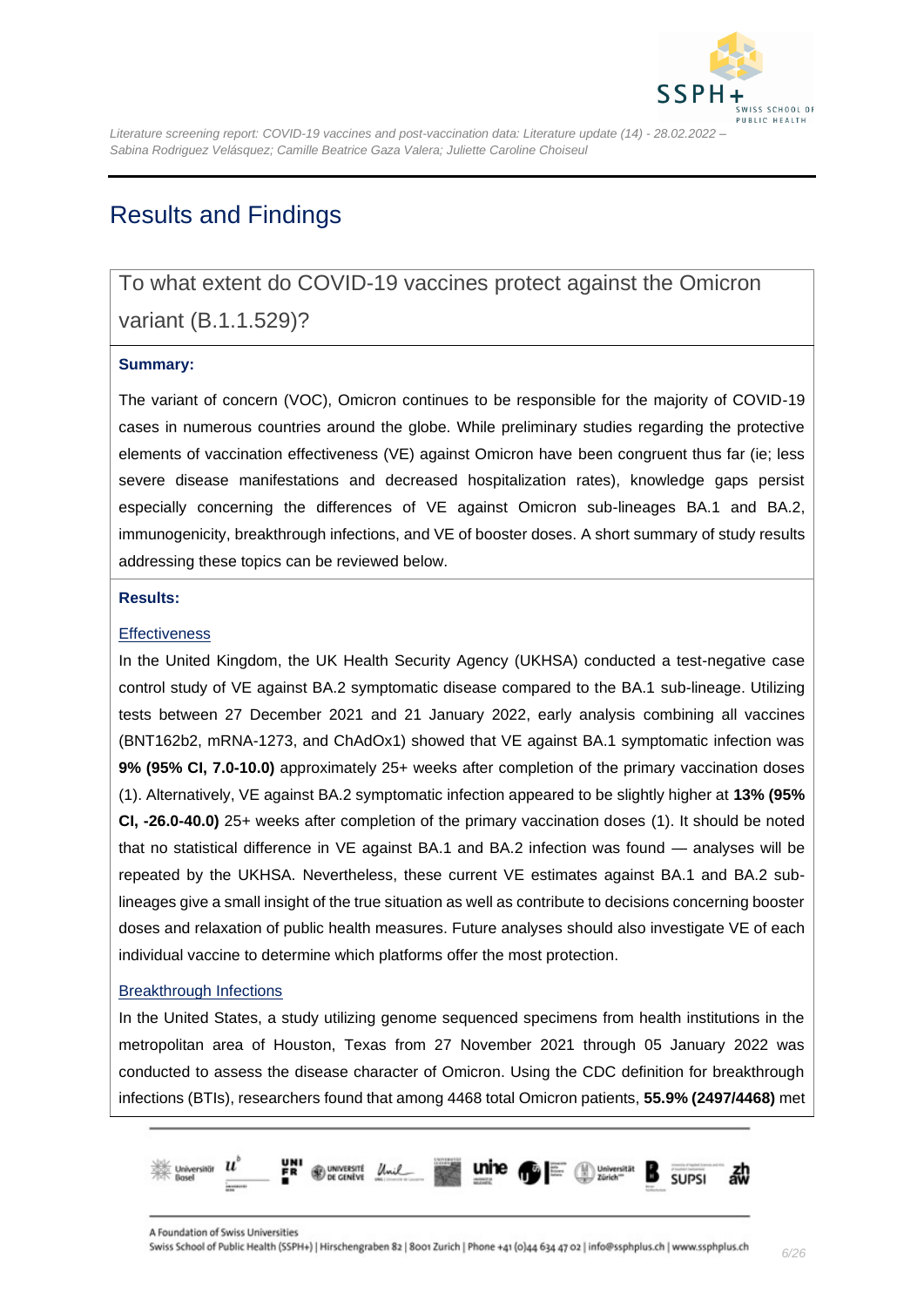# Results and Findings

## To what extent do COVID-19 vaccines protect against the Omicron variant (B.1.1.529)?

**Summary:**

The variant of concern (VOC), Omicron continues to be responsible for the majority of COVID-19 cases in numerous countries around the globe. While preliminary studies regarding the protective elements of vaccination effectiveness (VE) against Omicron have been congruent thus far (ie; less severe disease manifestations and decreased hospitalization rates), knowledge gaps persist especially concerning the differences of VE against Omicron sub-lineages BA.1 and BA.2, immunogenicity, breakthrough infections, and VE of booster doses. A short summary of study results addressing these topics can be reviewed below.

**Results:**

Effectiveness

In the United Kingdom, the UK Health Security Agency (UKHSA) conducted a test-negative case control study of VE against BA.2 symptomatic disease compared to the BA.1 sub-lineage. Utilizing tests between 27 December 2021 and 21 January 2022, early analysis combining all vaccines (BNT162b2, mRNA-1273, and ChAdOx1) showed that VE against BA.1 symptomatic infection was **9% (95% CI, 7.0-10.0)** approximately 25+ weeks after completion of the primary vaccination doses (1). Alternatively, VE against BA.2 symptomatic infection appeared to be slightly higher at **13% (95% CI, -26.0-40.0)** 25+ weeks after completion of the primary vaccination doses (1). It should be noted that no statistical difference in VE against BA.1 and BA.2 infection was found — analyses will be repeated by the UKHSA. Nevertheless, these current VE estimates against BA.1 and BA.2 sub-lineages give a small insight of the true situation as well as contribute to decisions concerning booster doses and relaxation of public health measures. Future analyses should also investigate VE of each individual vaccine to determine which platforms offer the most protection.

Breakthrough Infections

In the United States, a study utilizing genome sequenced specimens from health institutions in the metropolitan area of Houston, Texas from 27 November 2021 through 05 January 2022 was conducted to assess the disease character of Omicron. Using the CDC definition for breakthrough infections (BTIs), researchers found that among 4468 total Omicron patients, **55.9% (2497/4468)** met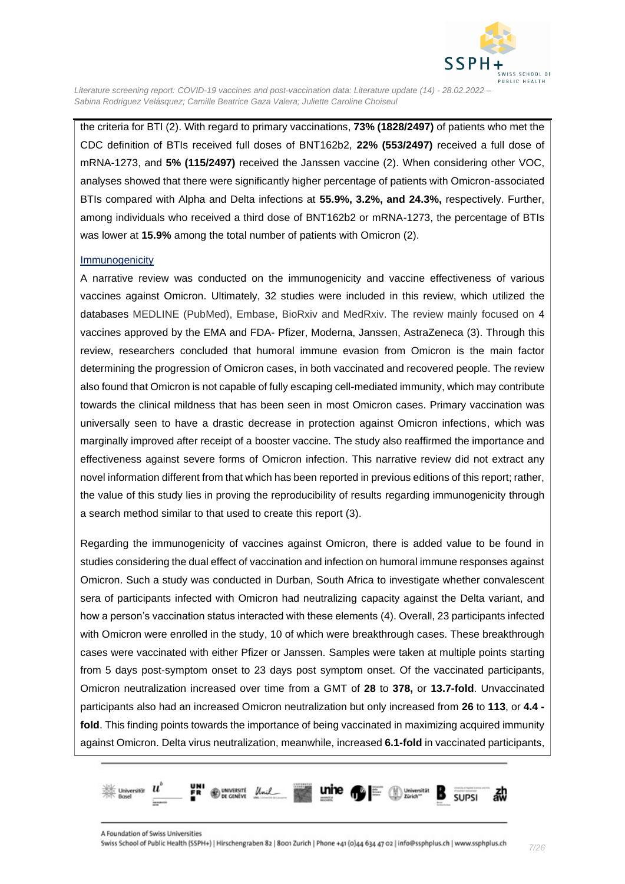the criteria for BTI (2). With regard to primary vaccinations, **73% (1828/2497)** of patients who met the CDC definition of BTIs received full doses of BNT162b2, **22% (553/2497)** received a full dose of mRNA-1273, and **5% (115/2497)** received the Janssen vaccine (2). When considering other VOC, analyses showed that there were significantly higher percentage of patients with Omicron-associated BTIs compared with Alpha and Delta infections at **55.9%, 3.2%, and 24.3%,** respectively. Further, among individuals who received a third dose of BNT162b2 or mRNA-1273, the percentage of BTIs was lower at **15.9%** among the total number of patients with Omicron (2).

Immunogenicity

A narrative review was conducted on the immunogenicity and vaccine effectiveness of various vaccines against Omicron. Ultimately, 32 studies were included in this review, which utilized the databases MEDLINE (PubMed), Embase, BioRxiv and MedRxiv. The review mainly focused on 4 vaccines approved by the EMA and FDA- Pfizer, Moderna, Janssen, AstraZeneca (3). Through this review, researchers concluded that humoral immune evasion from Omicron is the main factor determining the progression of Omicron cases, in both vaccinated and recovered people. The review also found that Omicron is not capable of fully escaping cell-mediated immunity, which may contribute towards the clinical mildness that has been seen in most Omicron cases. Primary vaccination was universally seen to have a drastic decrease in protection against Omicron infections, which was marginally improved after receipt of a booster vaccine. The study also reaffirmed the importance and effectiveness against severe forms of Omicron infection. This narrative review did not extract any novel information different from that which has been reported in previous editions of this report; rather, the value of this study lies in proving the reproducibility of results regarding immunogenicity through a search method similar to that used to create this report (3).

Regarding the immunogenicity of vaccines against Omicron, there is added value to be found in studies considering the dual effect of vaccination and infection on humoral immune responses against Omicron. Such a study was conducted in Durban, South Africa to investigate whether convalescent sera of participants infected with Omicron had neutralizing capacity against the Delta variant, and how a person's vaccination status interacted with these elements (4). Overall, 23 participants infected with Omicron were enrolled in the study, 10 of which were breakthrough cases. These breakthrough cases were vaccinated with either Pfizer or Janssen. Samples were taken at multiple points starting from 5 days post-symptom onset to 23 days post symptom onset. Of the vaccinated participants, Omicron neutralization increased over time from a GMT of **28** to **378,** or **13.7-fold**. Unvaccinated participants also had an increased Omicron neutralization but only increased from **26** to **113**, or **4.4 -fold**. This finding points towards the importance of being vaccinated in maximizing acquired immunity against Omicron. Delta virus neutralization, meanwhile, increased **6.1-fold** in vaccinated participants,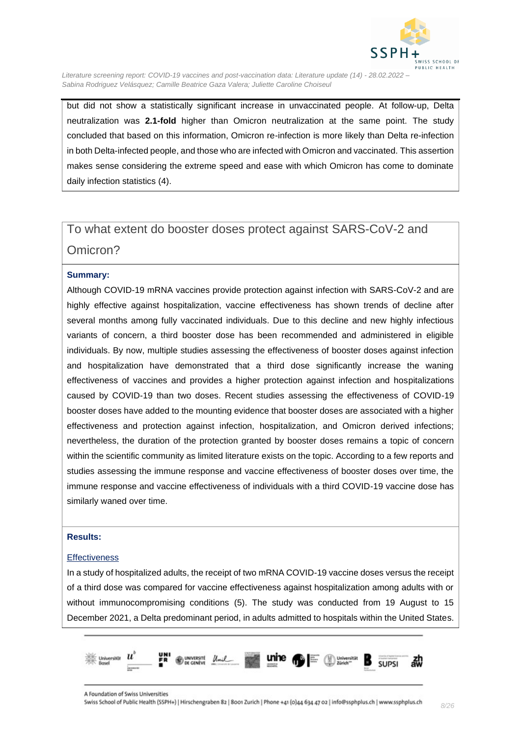but did not show a statistically significant increase in unvaccinated people. At follow-up, Delta neutralization was **2.1-fold** higher than Omicron neutralization at the same point. The study concluded that based on this information, Omicron re-infection is more likely than Delta re-infection in both Delta-infected people, and those who are infected with Omicron and vaccinated. This assertion makes sense considering the extreme speed and ease with which Omicron has come to dominate daily infection statistics (4).

## To what extent do booster doses protect against SARS-CoV-2 and Omicron?

**Summary:**

Although COVID-19 mRNA vaccines provide protection against infection with SARS-CoV-2 and are highly effective against hospitalization, vaccine effectiveness has shown trends of decline after several months among fully vaccinated individuals. Due to this decline and new highly infectious variants of concern, a third booster dose has been recommended and administered in eligible individuals. By now, multiple studies assessing the effectiveness of booster doses against infection and hospitalization have demonstrated that a third dose significantly increase the waning effectiveness of vaccines and provides a higher protection against infection and hospitalizations caused by COVID-19 than two doses. Recent studies assessing the effectiveness of COVID-19 booster doses have added to the mounting evidence that booster doses are associated with a higher effectiveness and protection against infection, hospitalization, and Omicron derived infections; nevertheless, the duration of the protection granted by booster doses remains a topic of concern within the scientific community as limited literature exists on the topic. According to a few reports and studies assessing the immune response and vaccine effectiveness of booster doses over time, the immune response and vaccine effectiveness of individuals with a third COVID-19 vaccine dose has similarly waned over time.

**Results:**

Effectiveness

In a study of hospitalized adults, the receipt of two mRNA COVID-19 vaccine doses versus the receipt of a third dose was compared for vaccine effectiveness against hospitalization among adults with or without immunocompromising conditions (5). The study was conducted from 19 August to 15 December 2021, a Delta predominant period, in adults admitted to hospitals within the United States.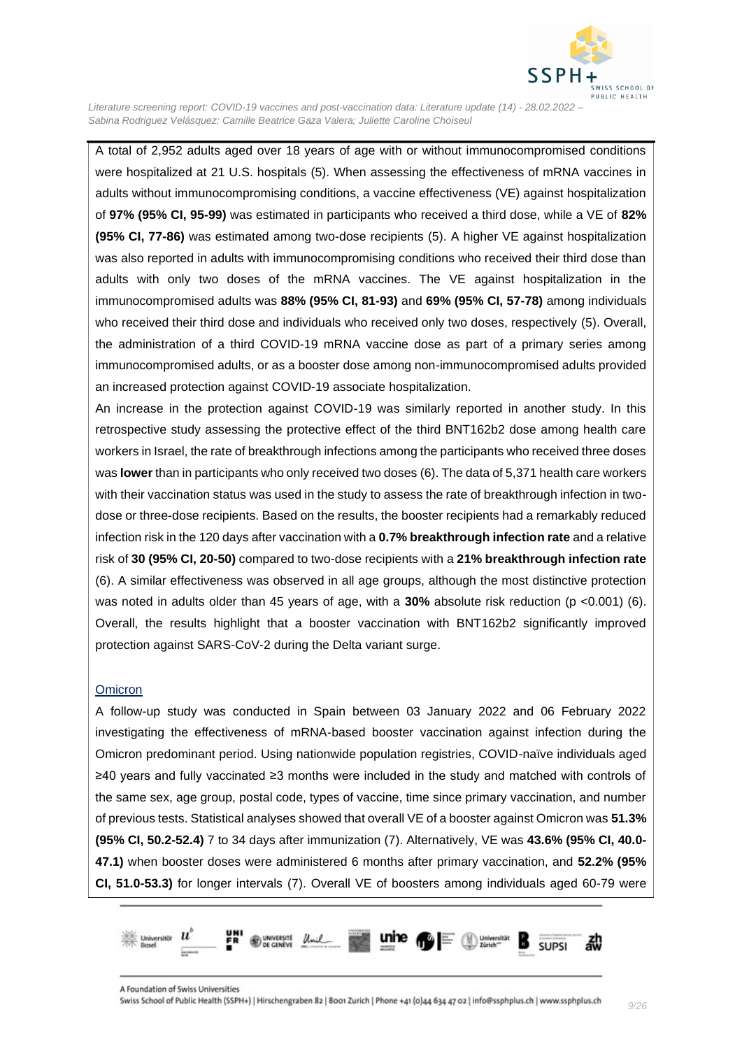A total of 2,952 adults aged over 18 years of age with or without immunocompromised conditions were hospitalized at 21 U.S. hospitals (5). When assessing the effectiveness of mRNA vaccines in adults without immunocompromising conditions, a vaccine effectiveness (VE) against hospitalization of **97% (95% CI, 95-99)** was estimated in participants who received a third dose, while a VE of **82% (95% CI, 77-86)** was estimated among two-dose recipients (5). A higher VE against hospitalization was also reported in adults with immunocompromising conditions who received their third dose than adults with only two doses of the mRNA vaccines. The VE against hospitalization in the immunocompromised adults was **88% (95% CI, 81-93)** and **69% (95% CI, 57-78)** among individuals who received their third dose and individuals who received only two doses, respectively (5). Overall, the administration of a third COVID-19 mRNA vaccine dose as part of a primary series among immunocompromised adults, or as a booster dose among non-immunocompromised adults provided an increased protection against COVID-19 associate hospitalization.

An increase in the protection against COVID-19 was similarly reported in another study. In this retrospective study assessing the protective effect of the third BNT162b2 dose among health care workers in Israel, the rate of breakthrough infections among the participants who received three doses was **lower** than in participants who only received two doses (6). The data of 5,371 health care workers with their vaccination status was used in the study to assess the rate of breakthrough infection in two-dose or three-dose recipients. Based on the results, the booster recipients had a remarkably reduced infection risk in the 120 days after vaccination with a **0.7% breakthrough infection rate** and a relative risk of **30 (95% CI, 20-50)** compared to two-dose recipients with a **21% breakthrough infection rate** (6). A similar effectiveness was observed in all age groups, although the most distinctive protection was noted in adults older than 45 years of age, with a **30%** absolute risk reduction ($p < 0.001$) (6). Overall, the results highlight that a booster vaccination with BNT162b2 significantly improved protection against SARS-CoV-2 during the Delta variant surge.

### Omicron

A follow-up study was conducted in Spain between 03 January 2022 and 06 February 2022 investigating the effectiveness of mRNA-based booster vaccination against infection during the Omicron predominant period. Using nationwide population registries, COVID-naïve individuals aged ≥40 years and fully vaccinated ≥3 months were included in the study and matched with controls of the same sex, age group, postal code, types of vaccine, time since primary vaccination, and number of previous tests. Statistical analyses showed that overall VE of a booster against Omicron was **51.3% (95% CI, 50.2-52.4)** 7 to 34 days after immunization (7). Alternatively, VE was **43.6% (95% CI, 40.0-47.1)** when booster doses were administered 6 months after primary vaccination, and **52.2% (95% CI, 51.0-53.3)** for longer intervals (7). Overall VE of boosters among individuals aged 60-79 were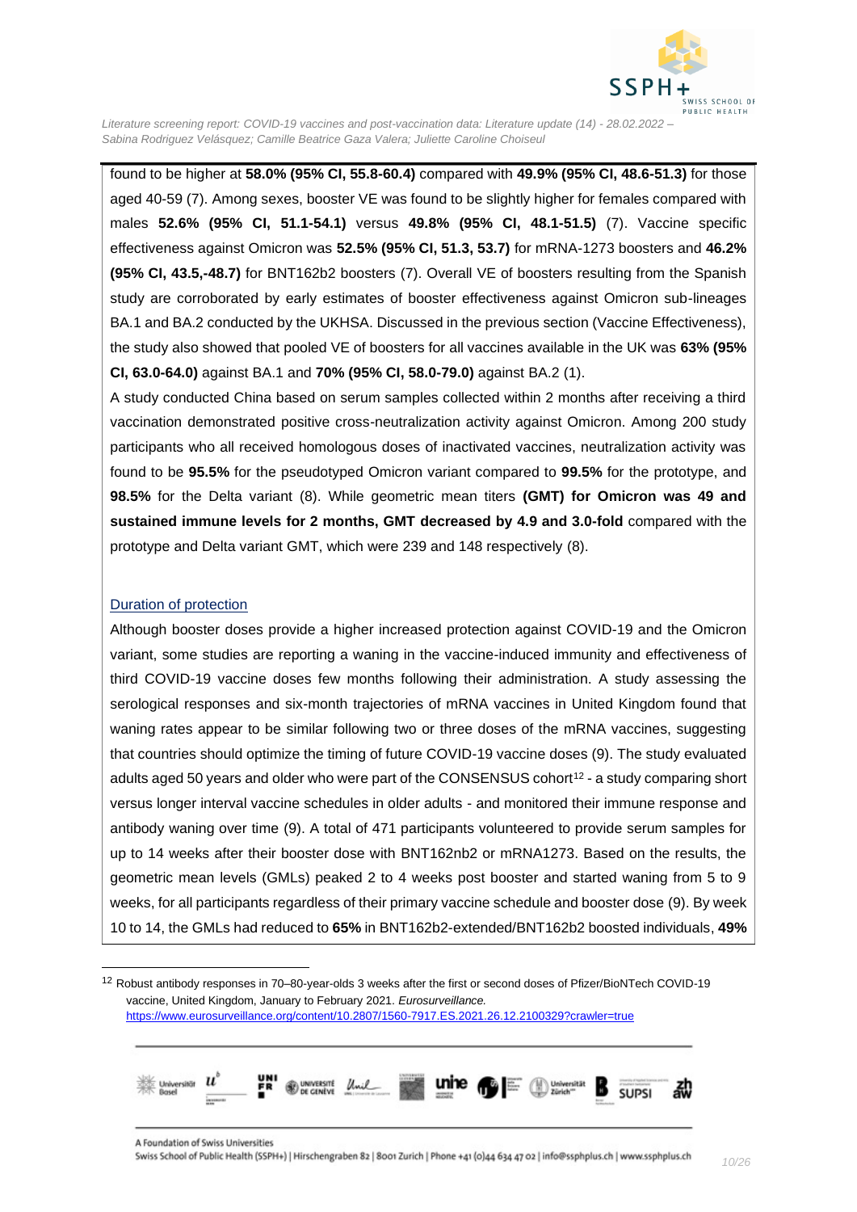found to be higher at **58.0% (95% CI, 55.8-60.4)** compared with **49.9% (95% CI, 48.6-51.3)** for those aged 40-59 (7). Among sexes, booster VE was found to be slightly higher for females compared with males **52.6% (95% CI, 51.1-54.1)** versus **49.8% (95% CI, 48.1-51.5)** (7). Vaccine specific effectiveness against Omicron was **52.5% (95% CI, 51.3, 53.7)** for mRNA-1273 boosters and **46.2% (95% CI, 43.5,-48.7)** for BNT162b2 boosters (7). Overall VE of boosters resulting from the Spanish study are corroborated by early estimates of booster effectiveness against Omicron sub-lineages BA.1 and BA.2 conducted by the UKHSA. Discussed in the previous section (Vaccine Effectiveness), the study also showed that pooled VE of boosters for all vaccines available in the UK was **63% (95% CI, 63.0-64.0)** against BA.1 and **70% (95% CI, 58.0-79.0)** against BA.2 (1).

A study conducted China based on serum samples collected within 2 months after receiving a third vaccination demonstrated positive cross-neutralization activity against Omicron. Among 200 study participants who all received homologous doses of inactivated vaccines, neutralization activity was found to be **95.5%** for the pseudotyped Omicron variant compared to **99.5%** for the prototype, and **98.5%** for the Delta variant (8). While geometric mean titers **(GMT) for Omicron was 49 and sustained immune levels for 2 months, GMT decreased by 4.9 and 3.0-fold** compared with the prototype and Delta variant GMT, which were 239 and 148 respectively (8).

### Duration of protection

Although booster doses provide a higher increased protection against COVID-19 and the Omicron variant, some studies are reporting a waning in the vaccine-induced immunity and effectiveness of third COVID-19 vaccine doses few months following their administration. A study assessing the serological responses and six-month trajectories of mRNA vaccines in United Kingdom found that waning rates appear to be similar following two or three doses of the mRNA vaccines, suggesting that countries should optimize the timing of future COVID-19 vaccine doses (9). The study evaluated adults aged 50 years and older who were part of the CONSENSUS cohort[12] - a study comparing short versus longer interval vaccine schedules in older adults - and monitored their immune response and antibody waning over time (9). A total of 471 participants volunteered to provide serum samples for up to 14 weeks after their booster dose with BNT162nb2 or mRNA1273. Based on the results, the geometric mean levels (GMLs) peaked 2 to 4 weeks post booster and started waning from 5 to 9 weeks, for all participants regardless of their primary vaccine schedule and booster dose (9). By week 10 to 14, the GMLs had reduced to **65%** in BNT162b2-extended/BNT162b2 boosted individuals, **49%**

---

[12] Robust antibody responses in 70–80-year-olds 3 weeks after the first or second doses of Pfizer/BioNTech COVID-19 vaccine, United Kingdom, January to February 2021. *Eurosurveillance.* https://www.eurosurveillance.org/content/10.2807/1560-7917.ES.2021.26.12.2100329?crawler=true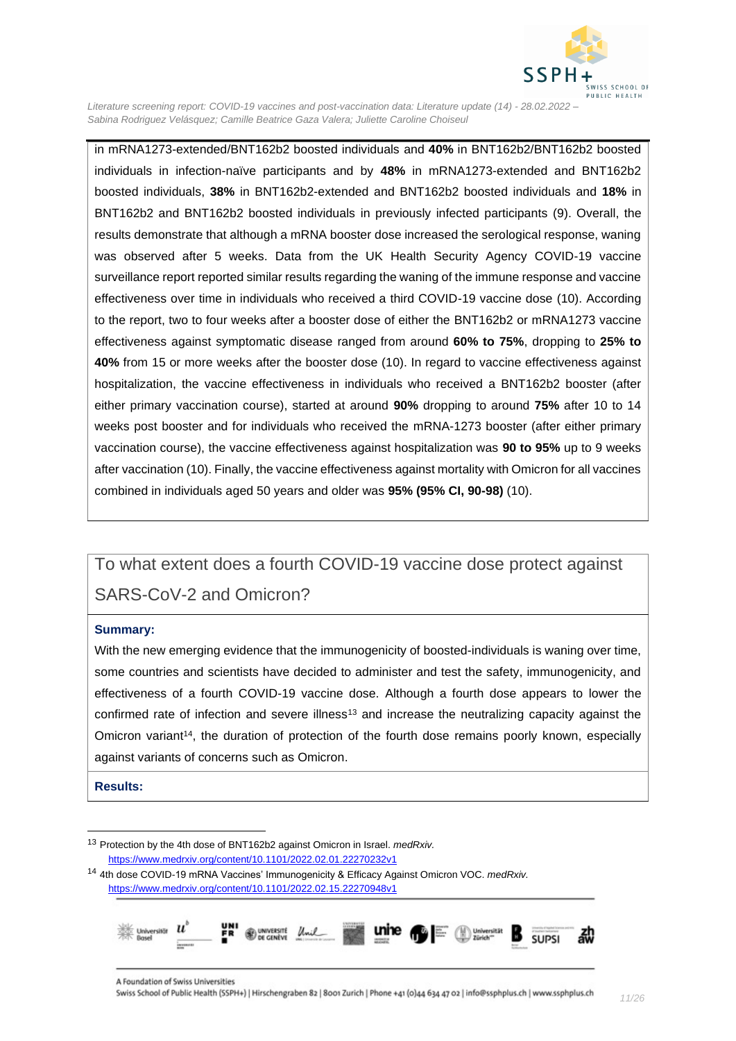in mRNA1273-extended/BNT162b2 boosted individuals and **40%** in BNT162b2/BNT162b2 boosted individuals in infection-naïve participants and by **48%** in mRNA1273-extended and BNT162b2 boosted individuals, **38%** in BNT162b2-extended and BNT162b2 boosted individuals and **18%** in BNT162b2 and BNT162b2 boosted individuals in previously infected participants (9). Overall, the results demonstrate that although a mRNA booster dose increased the serological response, waning was observed after 5 weeks. Data from the UK Health Security Agency COVID-19 vaccine surveillance report reported similar results regarding the waning of the immune response and vaccine effectiveness over time in individuals who received a third COVID-19 vaccine dose (10). According to the report, two to four weeks after a booster dose of either the BNT162b2 or mRNA1273 vaccine effectiveness against symptomatic disease ranged from around **60% to 75%**, dropping to **25% to 40%** from 15 or more weeks after the booster dose (10). In regard to vaccine effectiveness against hospitalization, the vaccine effectiveness in individuals who received a BNT162b2 booster (after either primary vaccination course), started at around **90%** dropping to around **75%** after 10 to 14 weeks post booster and for individuals who received the mRNA-1273 booster (after either primary vaccination course), the vaccine effectiveness against hospitalization was **90 to 95%** up to 9 weeks after vaccination (10). Finally, the vaccine effectiveness against mortality with Omicron for all vaccines combined in individuals aged 50 years and older was **95% (95% CI, 90-98)** (10).

## To what extent does a fourth COVID-19 vaccine dose protect against SARS-CoV-2 and Omicron?

**Summary:**

With the new emerging evidence that the immunogenicity of boosted-individuals is waning over time, some countries and scientists have decided to administer and test the safety, immunogenicity, and effectiveness of a fourth COVID-19 vaccine dose. Although a fourth dose appears to lower the confirmed rate of infection and severe illness[13] and increase the neutralizing capacity against the Omicron variant[14], the duration of protection of the fourth dose remains poorly known, especially against variants of concerns such as Omicron.

**Results:**

[13] Protection by the 4th dose of BNT162b2 against Omicron in Israel. *medRxiv.* https://www.medrxiv.org/content/10.1101/2022.02.01.22270232v1

[14] 4th dose COVID-19 mRNA Vaccines' Immunogenicity & Efficacy Against Omicron VOC. *medRxiv.* https://www.medrxiv.org/content/10.1101/2022.02.15.22270948v1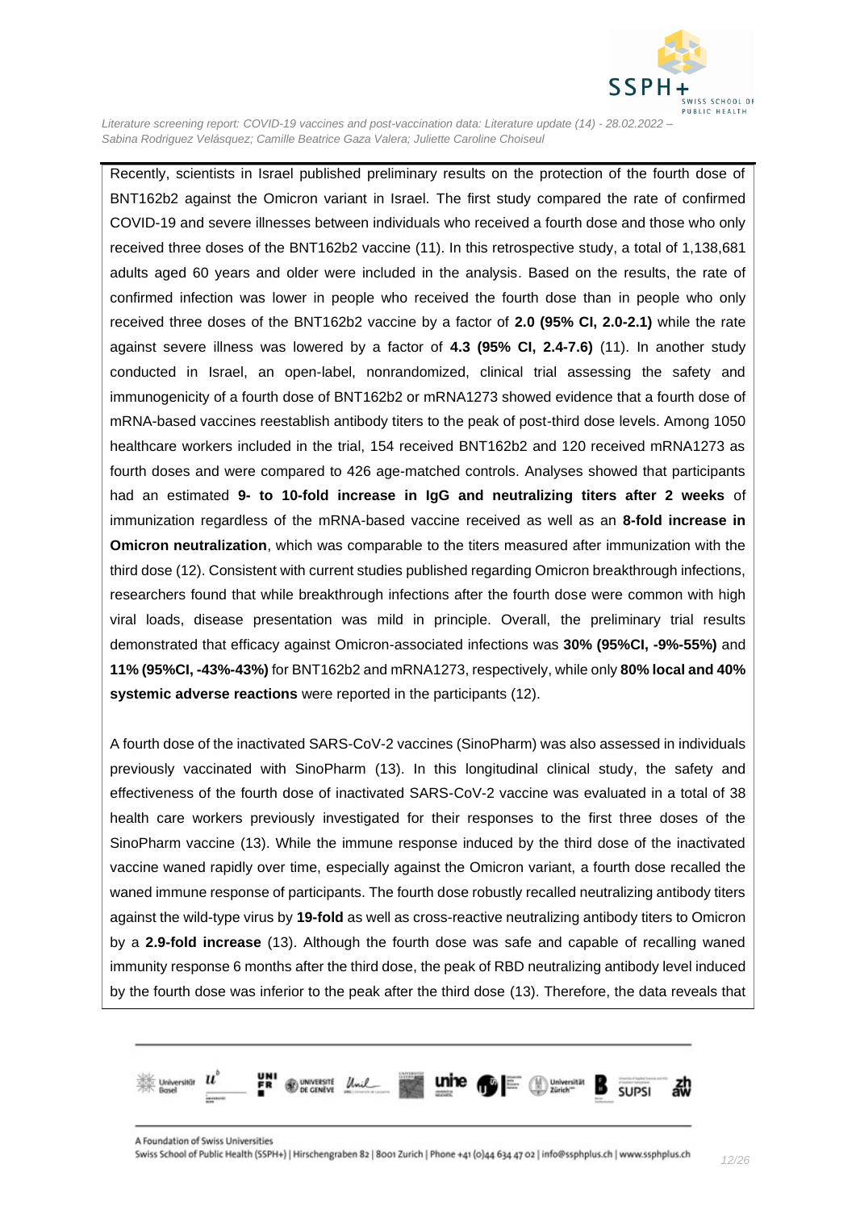Recently, scientists in Israel published preliminary results on the protection of the fourth dose of BNT162b2 against the Omicron variant in Israel. The first study compared the rate of confirmed COVID-19 and severe illnesses between individuals who received a fourth dose and those who only received three doses of the BNT162b2 vaccine (11). In this retrospective study, a total of 1,138,681 adults aged 60 years and older were included in the analysis. Based on the results, the rate of confirmed infection was lower in people who received the fourth dose than in people who only received three doses of the BNT162b2 vaccine by a factor of **2.0 (95% CI, 2.0-2.1)** while the rate against severe illness was lowered by a factor of **4.3 (95% CI, 2.4-7.6)** (11). In another study conducted in Israel, an open-label, nonrandomized, clinical trial assessing the safety and immunogenicity of a fourth dose of BNT162b2 or mRNA1273 showed evidence that a fourth dose of mRNA-based vaccines reestablish antibody titers to the peak of post-third dose levels. Among 1050 healthcare workers included in the trial, 154 received BNT162b2 and 120 received mRNA1273 as fourth doses and were compared to 426 age-matched controls. Analyses showed that participants had an estimated **9- to 10-fold increase in IgG and neutralizing titers after 2 weeks** of immunization regardless of the mRNA-based vaccine received as well as an **8-fold increase in Omicron neutralization**, which was comparable to the titers measured after immunization with the third dose (12). Consistent with current studies published regarding Omicron breakthrough infections, researchers found that while breakthrough infections after the fourth dose were common with high viral loads, disease presentation was mild in principle. Overall, the preliminary trial results demonstrated that efficacy against Omicron-associated infections was **30% (95%CI, -9%-55%)** and **11% (95%CI, -43%-43%)** for BNT162b2 and mRNA1273, respectively, while only **80% local and 40% systemic adverse reactions** were reported in the participants (12).

A fourth dose of the inactivated SARS-CoV-2 vaccines (SinoPharm) was also assessed in individuals previously vaccinated with SinoPharm (13). In this longitudinal clinical study, the safety and effectiveness of the fourth dose of inactivated SARS-CoV-2 vaccine was evaluated in a total of 38 health care workers previously investigated for their responses to the first three doses of the SinoPharm vaccine (13). While the immune response induced by the third dose of the inactivated vaccine waned rapidly over time, especially against the Omicron variant, a fourth dose recalled the waned immune response of participants. The fourth dose robustly recalled neutralizing antibody titers against the wild-type virus by **19-fold** as well as cross-reactive neutralizing antibody titers to Omicron by a **2.9-fold increase** (13). Although the fourth dose was safe and capable of recalling waned immunity response 6 months after the third dose, the peak of RBD neutralizing antibody level induced by the fourth dose was inferior to the peak after the third dose (13). Therefore, the data reveals that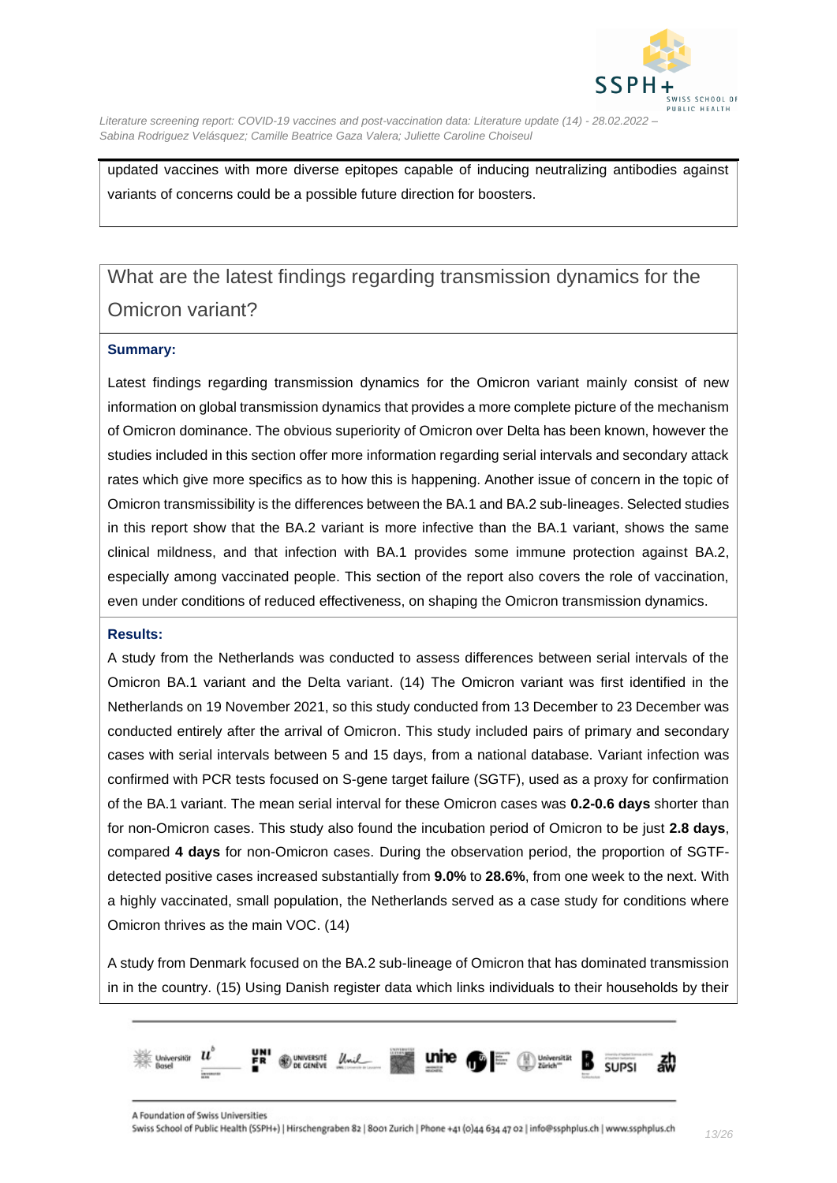updated vaccines with more diverse epitopes capable of inducing neutralizing antibodies against variants of concerns could be a possible future direction for boosters.

## What are the latest findings regarding transmission dynamics for the Omicron variant?

**Summary:**

Latest findings regarding transmission dynamics for the Omicron variant mainly consist of new information on global transmission dynamics that provides a more complete picture of the mechanism of Omicron dominance. The obvious superiority of Omicron over Delta has been known, however the studies included in this section offer more information regarding serial intervals and secondary attack rates which give more specifics as to how this is happening. Another issue of concern in the topic of Omicron transmissibility is the differences between the BA.1 and BA.2 sub-lineages. Selected studies in this report show that the BA.2 variant is more infective than the BA.1 variant, shows the same clinical mildness, and that infection with BA.1 provides some immune protection against BA.2, especially among vaccinated people. This section of the report also covers the role of vaccination, even under conditions of reduced effectiveness, on shaping the Omicron transmission dynamics.

**Results:**

A study from the Netherlands was conducted to assess differences between serial intervals of the Omicron BA.1 variant and the Delta variant. (14) The Omicron variant was first identified in the Netherlands on 19 November 2021, so this study conducted from 13 December to 23 December was conducted entirely after the arrival of Omicron. This study included pairs of primary and secondary cases with serial intervals between 5 and 15 days, from a national database. Variant infection was confirmed with PCR tests focused on S-gene target failure (SGTF), used as a proxy for confirmation of the BA.1 variant. The mean serial interval for these Omicron cases was **0.2-0.6 days** shorter than for non-Omicron cases. This study also found the incubation period of Omicron to be just **2.8 days**, compared **4 days** for non-Omicron cases. During the observation period, the proportion of SGTF-detected positive cases increased substantially from **9.0%** to **28.6%**, from one week to the next. With a highly vaccinated, small population, the Netherlands served as a case study for conditions where Omicron thrives as the main VOC. (14)

A study from Denmark focused on the BA.2 sub-lineage of Omicron that has dominated transmission in in the country. (15) Using Danish register data which links individuals to their households by their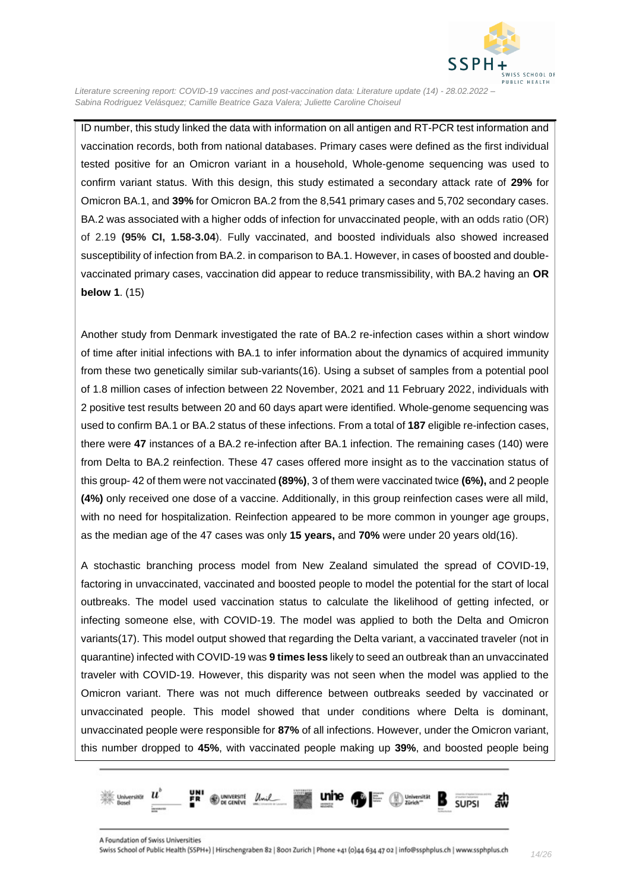ID number, this study linked the data with information on all antigen and RT-PCR test information and vaccination records, both from national databases. Primary cases were defined as the first individual tested positive for an Omicron variant in a household, Whole-genome sequencing was used to confirm variant status. With this design, this study estimated a secondary attack rate of **29%** for Omicron BA.1, and **39%** for Omicron BA.2 from the 8,541 primary cases and 5,702 secondary cases. BA.2 was associated with a higher odds of infection for unvaccinated people, with an odds ratio (OR) of 2.19 **(95% CI, 1.58-3.04**). Fully vaccinated, and boosted individuals also showed increased susceptibility of infection from BA.2. in comparison to BA.1. However, in cases of boosted and double-vaccinated primary cases, vaccination did appear to reduce transmissibility, with BA.2 having an **OR below 1**. (15)

Another study from Denmark investigated the rate of BA.2 re-infection cases within a short window of time after initial infections with BA.1 to infer information about the dynamics of acquired immunity from these two genetically similar sub-variants(16). Using a subset of samples from a potential pool of 1.8 million cases of infection between 22 November, 2021 and 11 February 2022, individuals with 2 positive test results between 20 and 60 days apart were identified. Whole-genome sequencing was used to confirm BA.1 or BA.2 status of these infections. From a total of **187** eligible re-infection cases, there were **47** instances of a BA.2 re-infection after BA.1 infection. The remaining cases (140) were from Delta to BA.2 reinfection. These 47 cases offered more insight as to the vaccination status of this group- 42 of them were not vaccinated **(89%)**, 3 of them were vaccinated twice **(6%),** and 2 people **(4%)** only received one dose of a vaccine. Additionally, in this group reinfection cases were all mild, with no need for hospitalization. Reinfection appeared to be more common in younger age groups, as the median age of the 47 cases was only **15 years,** and **70%** were under 20 years old(16).

A stochastic branching process model from New Zealand simulated the spread of COVID-19, factoring in unvaccinated, vaccinated and boosted people to model the potential for the start of local outbreaks. The model used vaccination status to calculate the likelihood of getting infected, or infecting someone else, with COVID-19. The model was applied to both the Delta and Omicron variants(17). This model output showed that regarding the Delta variant, a vaccinated traveler (not in quarantine) infected with COVID-19 was **9 times less** likely to seed an outbreak than an unvaccinated traveler with COVID-19. However, this disparity was not seen when the model was applied to the Omicron variant. There was not much difference between outbreaks seeded by vaccinated or unvaccinated people. This model showed that under conditions where Delta is dominant, unvaccinated people were responsible for **87%** of all infections. However, under the Omicron variant, this number dropped to **45%**, with vaccinated people making up **39%**, and boosted people being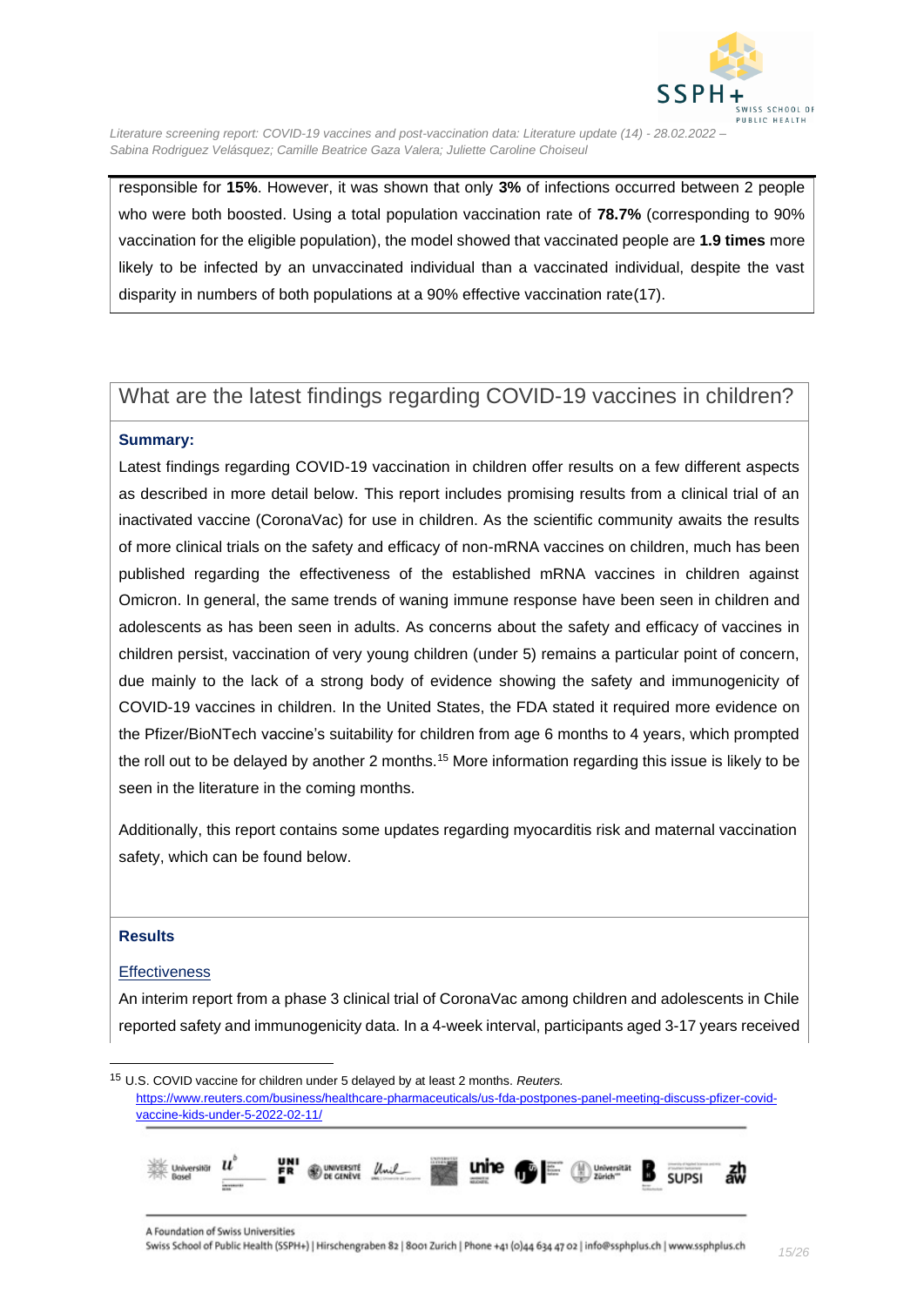responsible for **15%**. However, it was shown that only **3%** of infections occurred between 2 people who were both boosted. Using a total population vaccination rate of **78.7%** (corresponding to 90% vaccination for the eligible population), the model showed that vaccinated people are **1.9 times** more likely to be infected by an unvaccinated individual than a vaccinated individual, despite the vast disparity in numbers of both populations at a 90% effective vaccination rate(17).

## What are the latest findings regarding COVID-19 vaccines in children?

**Summary:**

Latest findings regarding COVID-19 vaccination in children offer results on a few different aspects as described in more detail below. This report includes promising results from a clinical trial of an inactivated vaccine (CoronaVac) for use in children. As the scientific community awaits the results of more clinical trials on the safety and efficacy of non-mRNA vaccines on children, much has been published regarding the effectiveness of the established mRNA vaccines in children against Omicron. In general, the same trends of waning immune response have been seen in children and adolescents as has been seen in adults. As concerns about the safety and efficacy of vaccines in children persist, vaccination of very young children (under 5) remains a particular point of concern, due mainly to the lack of a strong body of evidence showing the safety and immunogenicity of COVID-19 vaccines in children. In the United States, the FDA stated it required more evidence on the Pfizer/BioNTech vaccine's suitability for children from age 6 months to 4 years, which prompted the roll out to be delayed by another 2 months.[15] More information regarding this issue is likely to be seen in the literature in the coming months.

Additionally, this report contains some updates regarding myocarditis risk and maternal vaccination safety, which can be found below.

**Results**

Effectiveness

An interim report from a phase 3 clinical trial of CoronaVac among children and adolescents in Chile reported safety and immunogenicity data. In a 4-week interval, participants aged 3-17 years received

[15] U.S. COVID vaccine for children under 5 delayed by at least 2 months. *Reuters.* https://www.reuters.com/business/healthcare-pharmaceuticals/us-fda-postpones-panel-meeting-discuss-pfizer-covid-vaccine-kids-under-5-2022-02-11/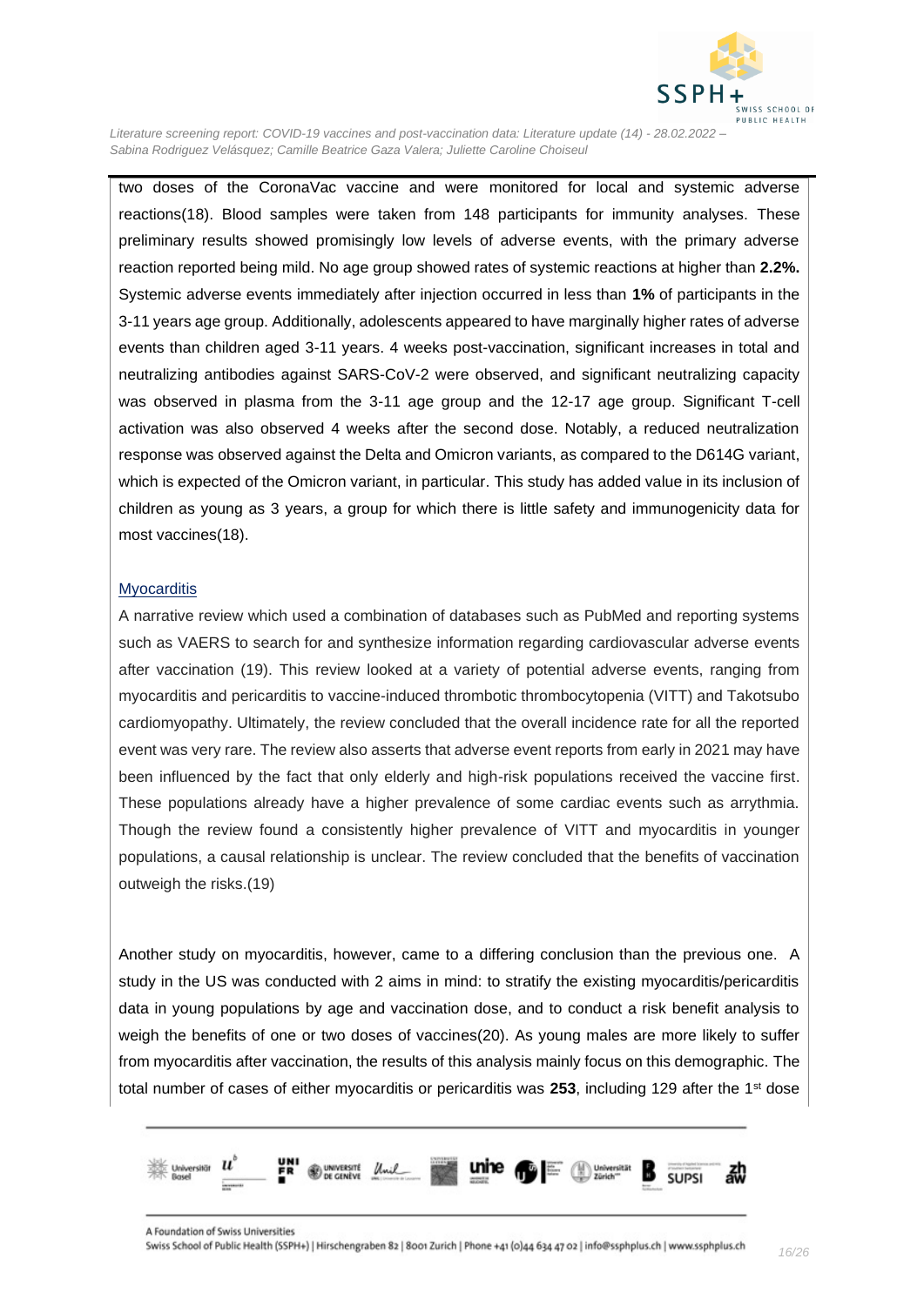two doses of the CoronaVac vaccine and were monitored for local and systemic adverse reactions(18). Blood samples were taken from 148 participants for immunity analyses. These preliminary results showed promisingly low levels of adverse events, with the primary adverse reaction reported being mild. No age group showed rates of systemic reactions at higher than **2.2%.** Systemic adverse events immediately after injection occurred in less than **1%** of participants in the 3-11 years age group. Additionally, adolescents appeared to have marginally higher rates of adverse events than children aged 3-11 years. 4 weeks post-vaccination, significant increases in total and neutralizing antibodies against SARS-CoV-2 were observed, and significant neutralizing capacity was observed in plasma from the 3-11 age group and the 12-17 age group. Significant T-cell activation was also observed 4 weeks after the second dose. Notably, a reduced neutralization response was observed against the Delta and Omicron variants, as compared to the D614G variant, which is expected of the Omicron variant, in particular. This study has added value in its inclusion of children as young as 3 years, a group for which there is little safety and immunogenicity data for most vaccines(18).

## Myocarditis

A narrative review which used a combination of databases such as PubMed and reporting systems such as VAERS to search for and synthesize information regarding cardiovascular adverse events after vaccination (19). This review looked at a variety of potential adverse events, ranging from myocarditis and pericarditis to vaccine-induced thrombotic thrombocytopenia (VITT) and Takotsubo cardiomyopathy. Ultimately, the review concluded that the overall incidence rate for all the reported event was very rare. The review also asserts that adverse event reports from early in 2021 may have been influenced by the fact that only elderly and high-risk populations received the vaccine first. These populations already have a higher prevalence of some cardiac events such as arrythmia. Though the review found a consistently higher prevalence of VITT and myocarditis in younger populations, a causal relationship is unclear. The review concluded that the benefits of vaccination outweigh the risks.(19)

Another study on myocarditis, however, came to a differing conclusion than the previous one. A study in the US was conducted with 2 aims in mind: to stratify the existing myocarditis/pericarditis data in young populations by age and vaccination dose, and to conduct a risk benefit analysis to weigh the benefits of one or two doses of vaccines(20). As young males are more likely to suffer from myocarditis after vaccination, the results of this analysis mainly focus on this demographic. The total number of cases of either myocarditis or pericarditis was **253**, including 129 after the 1st dose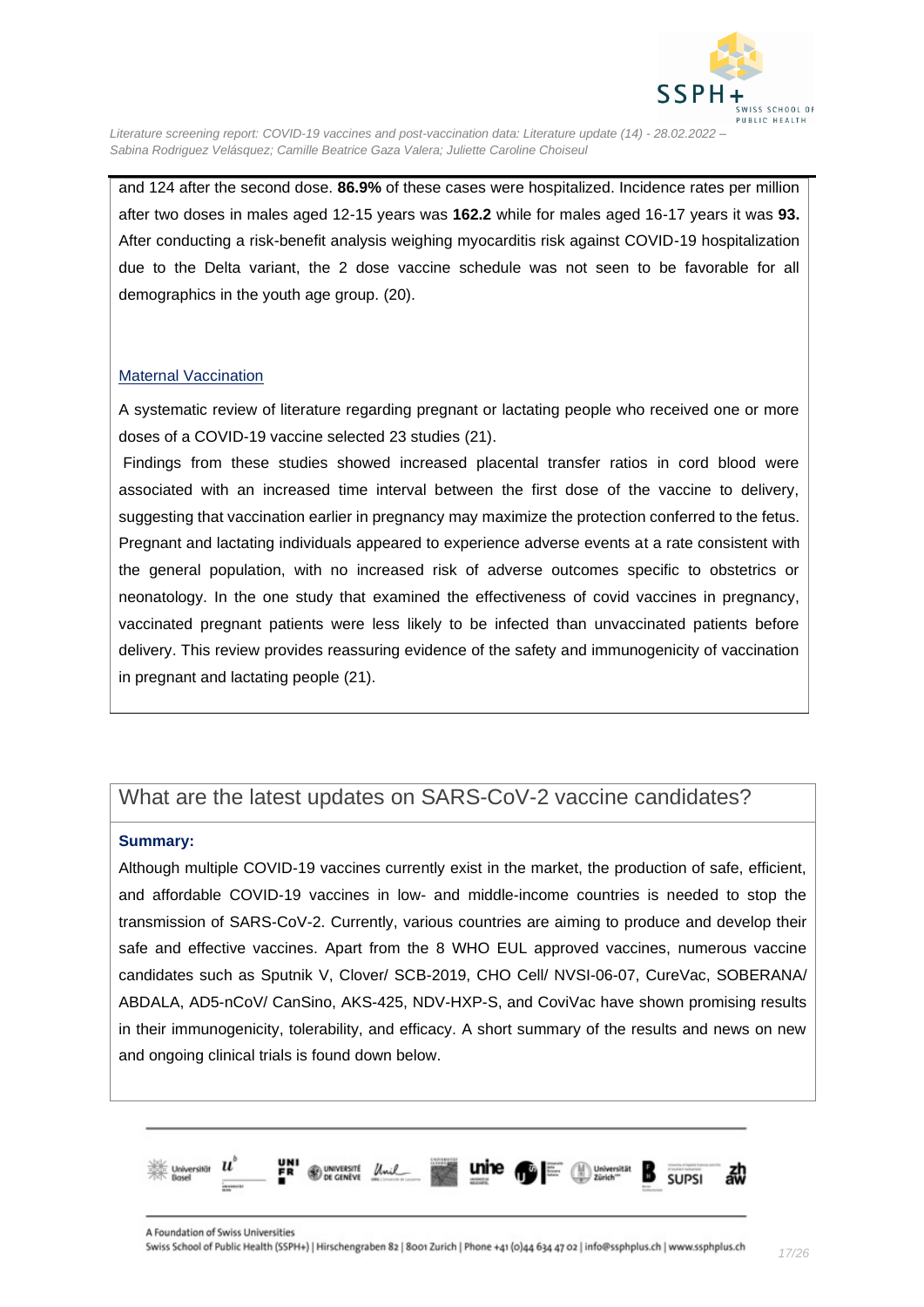and 124 after the second dose. **86.9%** of these cases were hospitalized. Incidence rates per million after two doses in males aged 12-15 years was **162.2** while for males aged 16-17 years it was **93.** After conducting a risk-benefit analysis weighing myocarditis risk against COVID-19 hospitalization due to the Delta variant, the 2 dose vaccine schedule was not seen to be favorable for all demographics in the youth age group. (20).

### Maternal Vaccination

A systematic review of literature regarding pregnant or lactating people who received one or more doses of a COVID-19 vaccine selected 23 studies (21).

Findings from these studies showed increased placental transfer ratios in cord blood were associated with an increased time interval between the first dose of the vaccine to delivery, suggesting that vaccination earlier in pregnancy may maximize the protection conferred to the fetus. Pregnant and lactating individuals appeared to experience adverse events at a rate consistent with the general population, with no increased risk of adverse outcomes specific to obstetrics or neonatology. In the one study that examined the effectiveness of covid vaccines in pregnancy, vaccinated pregnant patients were less likely to be infected than unvaccinated patients before delivery. This review provides reassuring evidence of the safety and immunogenicity of vaccination in pregnant and lactating people (21).

## What are the latest updates on SARS-CoV-2 vaccine candidates?

**Summary:**

Although multiple COVID-19 vaccines currently exist in the market, the production of safe, efficient, and affordable COVID-19 vaccines in low- and middle-income countries is needed to stop the transmission of SARS-CoV-2. Currently, various countries are aiming to produce and develop their safe and effective vaccines. Apart from the 8 WHO EUL approved vaccines, numerous vaccine candidates such as Sputnik V, Clover/ SCB-2019, CHO Cell/ NVSI-06-07, CureVac, SOBERANA/ ABDALA, AD5-nCoV/ CanSino, AKS-425, NDV-HXP-S, and CoviVac have shown promising results in their immunogenicity, tolerability, and efficacy. A short summary of the results and news on new and ongoing clinical trials is found down below.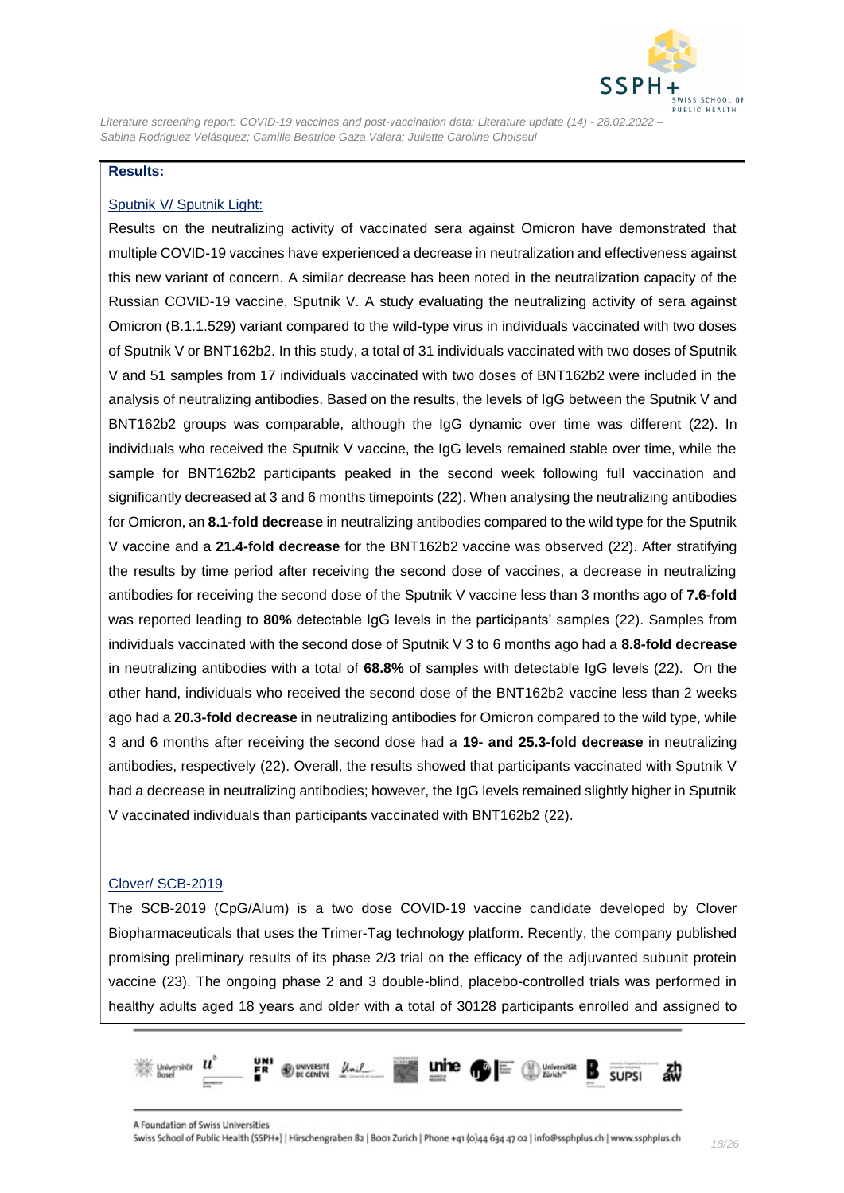**Results:**

Sputnik V/ Sputnik Light:

Results on the neutralizing activity of vaccinated sera against Omicron have demonstrated that multiple COVID-19 vaccines have experienced a decrease in neutralization and effectiveness against this new variant of concern. A similar decrease has been noted in the neutralization capacity of the Russian COVID-19 vaccine, Sputnik V. A study evaluating the neutralizing activity of sera against Omicron (B.1.1.529) variant compared to the wild-type virus in individuals vaccinated with two doses of Sputnik V or BNT162b2. In this study, a total of 31 individuals vaccinated with two doses of Sputnik V and 51 samples from 17 individuals vaccinated with two doses of BNT162b2 were included in the analysis of neutralizing antibodies. Based on the results, the levels of IgG between the Sputnik V and BNT162b2 groups was comparable, although the IgG dynamic over time was different (22). In individuals who received the Sputnik V vaccine, the IgG levels remained stable over time, while the sample for BNT162b2 participants peaked in the second week following full vaccination and significantly decreased at 3 and 6 months timepoints (22). When analysing the neutralizing antibodies for Omicron, an **8.1-fold decrease** in neutralizing antibodies compared to the wild type for the Sputnik V vaccine and a **21.4-fold decrease** for the BNT162b2 vaccine was observed (22). After stratifying the results by time period after receiving the second dose of vaccines, a decrease in neutralizing antibodies for receiving the second dose of the Sputnik V vaccine less than 3 months ago of **7.6-fold** was reported leading to **80%** detectable IgG levels in the participants' samples (22). Samples from individuals vaccinated with the second dose of Sputnik V 3 to 6 months ago had a **8.8-fold decrease** in neutralizing antibodies with a total of **68.8%** of samples with detectable IgG levels (22). On the other hand, individuals who received the second dose of the BNT162b2 vaccine less than 2 weeks ago had a **20.3-fold decrease** in neutralizing antibodies for Omicron compared to the wild type, while 3 and 6 months after receiving the second dose had a **19- and 25.3-fold decrease** in neutralizing antibodies, respectively (22). Overall, the results showed that participants vaccinated with Sputnik V had a decrease in neutralizing antibodies; however, the IgG levels remained slightly higher in Sputnik V vaccinated individuals than participants vaccinated with BNT162b2 (22).

Clover/ SCB-2019

The SCB-2019 (CpG/Alum) is a two dose COVID-19 vaccine candidate developed by Clover Biopharmaceuticals that uses the Trimer-Tag technology platform. Recently, the company published promising preliminary results of its phase 2/3 trial on the efficacy of the adjuvanted subunit protein vaccine (23). The ongoing phase 2 and 3 double-blind, placebo-controlled trials was performed in healthy adults aged 18 years and older with a total of 30128 participants enrolled and assigned to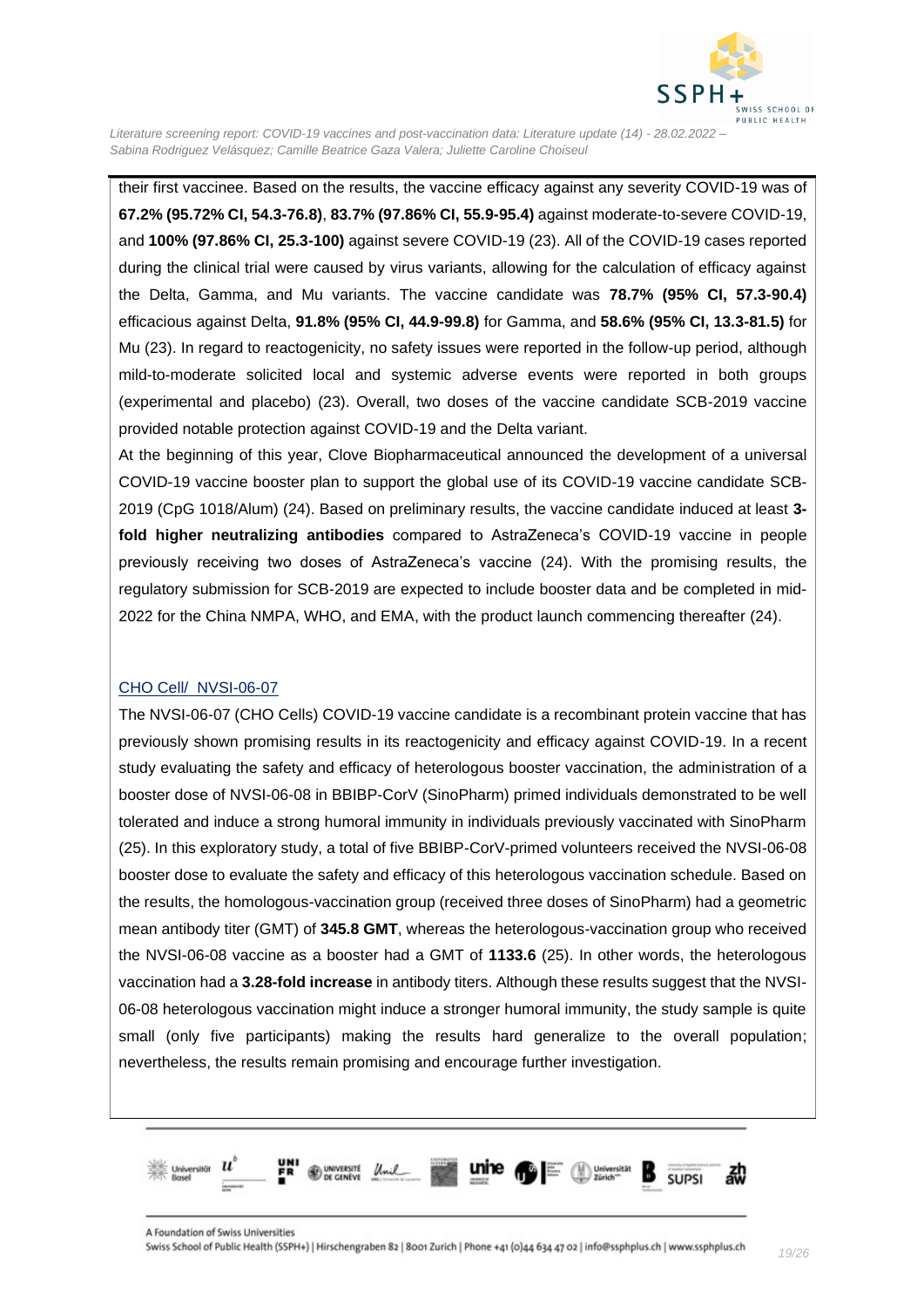their first vaccinee. Based on the results, the vaccine efficacy against any severity COVID-19 was of **67.2% (95.72% CI, 54.3-76.8)**, **83.7% (97.86% CI, 55.9-95.4)** against moderate-to-severe COVID-19, and **100% (97.86% CI, 25.3-100)** against severe COVID-19 (23). All of the COVID-19 cases reported during the clinical trial were caused by virus variants, allowing for the calculation of efficacy against the Delta, Gamma, and Mu variants. The vaccine candidate was **78.7% (95% CI, 57.3-90.4)** efficacious against Delta, **91.8% (95% CI, 44.9-99.8)** for Gamma, and **58.6% (95% CI, 13.3-81.5)** for Mu (23). In regard to reactogenicity, no safety issues were reported in the follow-up period, although mild-to-moderate solicited local and systemic adverse events were reported in both groups (experimental and placebo) (23). Overall, two doses of the vaccine candidate SCB-2019 vaccine provided notable protection against COVID-19 and the Delta variant.

At the beginning of this year, Clove Biopharmaceutical announced the development of a universal COVID-19 vaccine booster plan to support the global use of its COVID-19 vaccine candidate SCB-2019 (CpG 1018/Alum) (24). Based on preliminary results, the vaccine candidate induced at least **3-fold higher neutralizing antibodies** compared to AstraZeneca's COVID-19 vaccine in people previously receiving two doses of AstraZeneca's vaccine (24). With the promising results, the regulatory submission for SCB-2019 are expected to include booster data and be completed in mid-2022 for the China NMPA, WHO, and EMA, with the product launch commencing thereafter (24).

### CHO Cell/ NVSI-06-07

The NVSI-06-07 (CHO Cells) COVID-19 vaccine candidate is a recombinant protein vaccine that has previously shown promising results in its reactogenicity and efficacy against COVID-19. In a recent study evaluating the safety and efficacy of heterologous booster vaccination, the administration of a booster dose of NVSI-06-08 in BBIBP-CorV (SinoPharm) primed individuals demonstrated to be well tolerated and induce a strong humoral immunity in individuals previously vaccinated with SinoPharm (25). In this exploratory study, a total of five BBIBP-CorV-primed volunteers received the NVSI-06-08 booster dose to evaluate the safety and efficacy of this heterologous vaccination schedule. Based on the results, the homologous-vaccination group (received three doses of SinoPharm) had a geometric mean antibody titer (GMT) of **345.8 GMT**, whereas the heterologous-vaccination group who received the NVSI-06-08 vaccine as a booster had a GMT of **1133.6** (25). In other words, the heterologous vaccination had a **3.28-fold increase** in antibody titers. Although these results suggest that the NVSI-06-08 heterologous vaccination might induce a stronger humoral immunity, the study sample is quite small (only five participants) making the results hard generalize to the overall population; nevertheless, the results remain promising and encourage further investigation.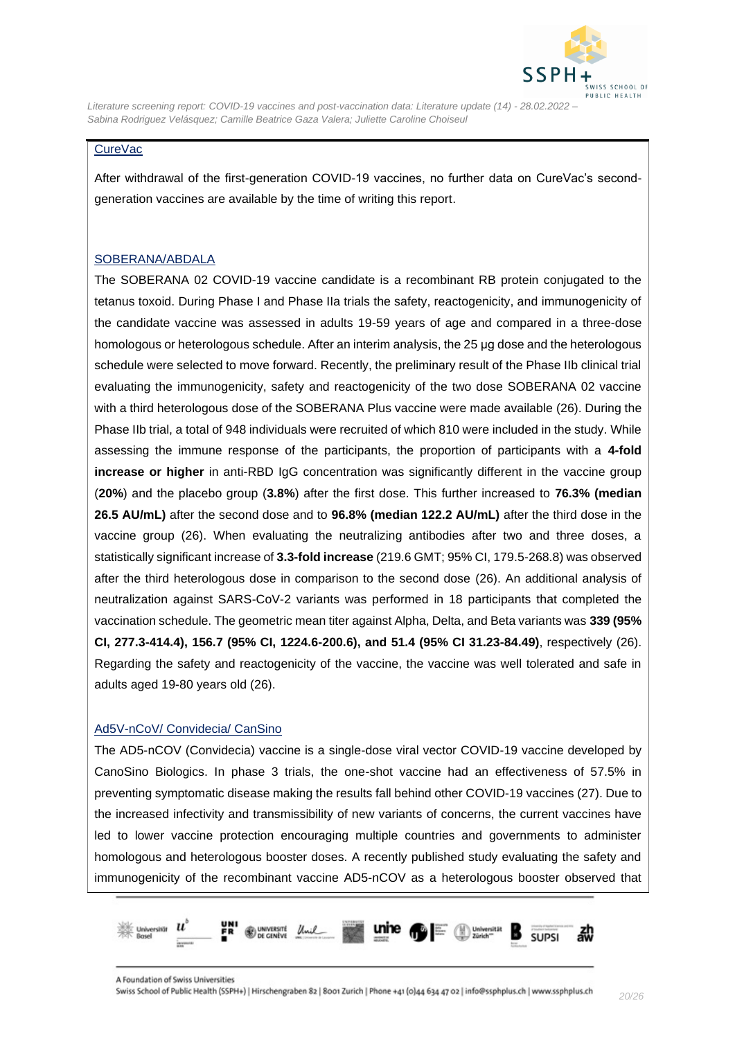CureVac

After withdrawal of the first-generation COVID-19 vaccines, no further data on CureVac's second-generation vaccines are available by the time of writing this report.

SOBERANA/ABDALA

The SOBERANA 02 COVID-19 vaccine candidate is a recombinant RB protein conjugated to the tetanus toxoid. During Phase I and Phase IIa trials the safety, reactogenicity, and immunogenicity of the candidate vaccine was assessed in adults 19-59 years of age and compared in a three-dose homologous or heterologous schedule. After an interim analysis, the 25 µg dose and the heterologous schedule were selected to move forward. Recently, the preliminary result of the Phase IIb clinical trial evaluating the immunogenicity, safety and reactogenicity of the two dose SOBERANA 02 vaccine with a third heterologous dose of the SOBERANA Plus vaccine were made available (26). During the Phase IIb trial, a total of 948 individuals were recruited of which 810 were included in the study. While assessing the immune response of the participants, the proportion of participants with a **4-fold increase or higher** in anti-RBD IgG concentration was significantly different in the vaccine group (**20%**) and the placebo group (**3.8%**) after the first dose. This further increased to **76.3% (median 26.5 AU/mL)** after the second dose and to **96.8% (median 122.2 AU/mL)** after the third dose in the vaccine group (26). When evaluating the neutralizing antibodies after two and three doses, a statistically significant increase of **3.3-fold increase** (219.6 GMT; 95% CI, 179.5-268.8) was observed after the third heterologous dose in comparison to the second dose (26). An additional analysis of neutralization against SARS-CoV-2 variants was performed in 18 participants that completed the vaccination schedule. The geometric mean titer against Alpha, Delta, and Beta variants was **339 (95% CI, 277.3-414.4), 156.7 (95% CI, 1224.6-200.6), and 51.4 (95% CI 31.23-84.49)**, respectively (26). Regarding the safety and reactogenicity of the vaccine, the vaccine was well tolerated and safe in adults aged 19-80 years old (26).

Ad5-nCoV/ Convidecia/ CanSino

The AD5-nCOV (Convidecia) vaccine is a single-dose viral vector COVID-19 vaccine developed by CanoSino Biologics. In phase 3 trials, the one-shot vaccine had an effectiveness of 57.5% in preventing symptomatic disease making the results fall behind other COVID-19 vaccines (27). Due to the increased infectivity and transmissibility of new variants of concerns, the current vaccines have led to lower vaccine protection encouraging multiple countries and governments to administer homologous and heterologous booster doses. A recently published study evaluating the safety and immunogenicity of the recombinant vaccine AD5-nCOV as a heterologous booster observed that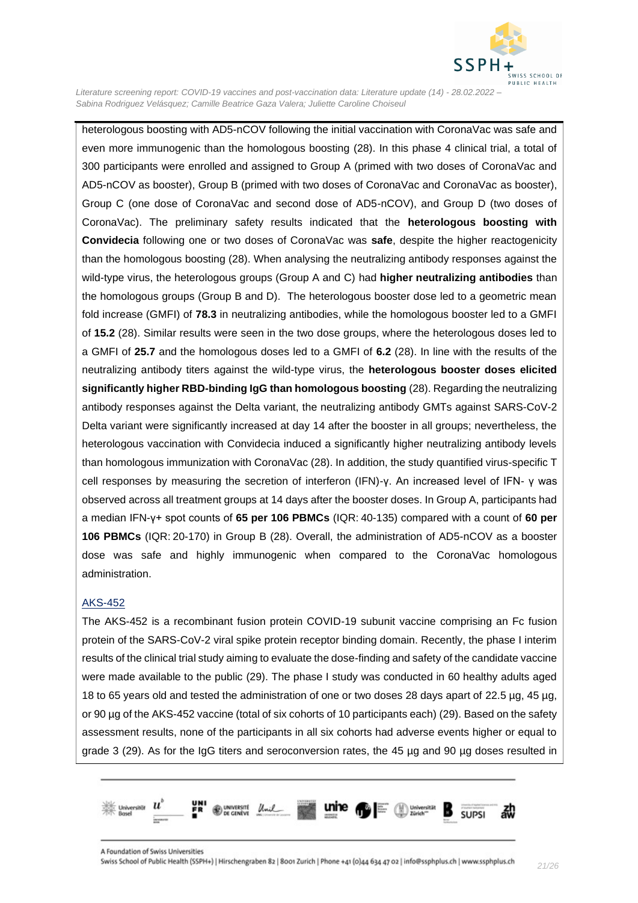heterologous boosting with AD5-nCOV following the initial vaccination with CoronaVac was safe and even more immunogenic than the homologous boosting (28). In this phase 4 clinical trial, a total of 300 participants were enrolled and assigned to Group A (primed with two doses of CoronaVac and AD5-nCOV as booster), Group B (primed with two doses of CoronaVac and CoronaVac as booster), Group C (one dose of CoronaVac and second dose of AD5-nCOV), and Group D (two doses of CoronaVac). The preliminary safety results indicated that the **heterologous boosting with Convidecia** following one or two doses of CoronaVac was **safe**, despite the higher reactogenicity than the homologous boosting (28). When analysing the neutralizing antibody responses against the wild-type virus, the heterologous groups (Group A and C) had **higher neutralizing antibodies** than the homologous groups (Group B and D). The heterologous booster dose led to a geometric mean fold increase (GMFI) of **78.3** in neutralizing antibodies, while the homologous booster led to a GMFI of **15.2** (28). Similar results were seen in the two dose groups, where the heterologous doses led to a GMFI of **25.7** and the homologous doses led to a GMFI of **6.2** (28). In line with the results of the neutralizing antibody titers against the wild-type virus, the **heterologous booster doses elicited significantly higher RBD-binding IgG than homologous boosting** (28). Regarding the neutralizing antibody responses against the Delta variant, the neutralizing antibody GMTs against SARS-CoV-2 Delta variant were significantly increased at day 14 after the booster in all groups; nevertheless, the heterologous vaccination with Convidecia induced a significantly higher neutralizing antibody levels than homologous immunization with CoronaVac (28). In addition, the study quantified virus-specific T cell responses by measuring the secretion of interferon (IFN)-γ. An increased level of IFN- γ was observed across all treatment groups at 14 days after the booster doses. In Group A, participants had a median IFN-γ+ spot counts of **65 per 106 PBMCs** (IQR: 40-135) compared with a count of **60 per 106 PBMCs** (IQR: 20-170) in Group B (28). Overall, the administration of AD5-nCOV as a booster dose was safe and highly immunogenic when compared to the CoronaVac homologous administration.

### AKS-452

The AKS-452 is a recombinant fusion protein COVID-19 subunit vaccine comprising an Fc fusion protein of the SARS-CoV-2 viral spike protein receptor binding domain. Recently, the phase I interim results of the clinical trial study aiming to evaluate the dose-finding and safety of the candidate vaccine were made available to the public (29). The phase I study was conducted in 60 healthy adults aged 18 to 65 years old and tested the administration of one or two doses 28 days apart of 22.5 µg, 45 µg, or 90 µg of the AKS-452 vaccine (total of six cohorts of 10 participants each) (29). Based on the safety assessment results, none of the participants in all six cohorts had adverse events higher or equal to grade 3 (29). As for the IgG titers and seroconversion rates, the 45 µg and 90 µg doses resulted in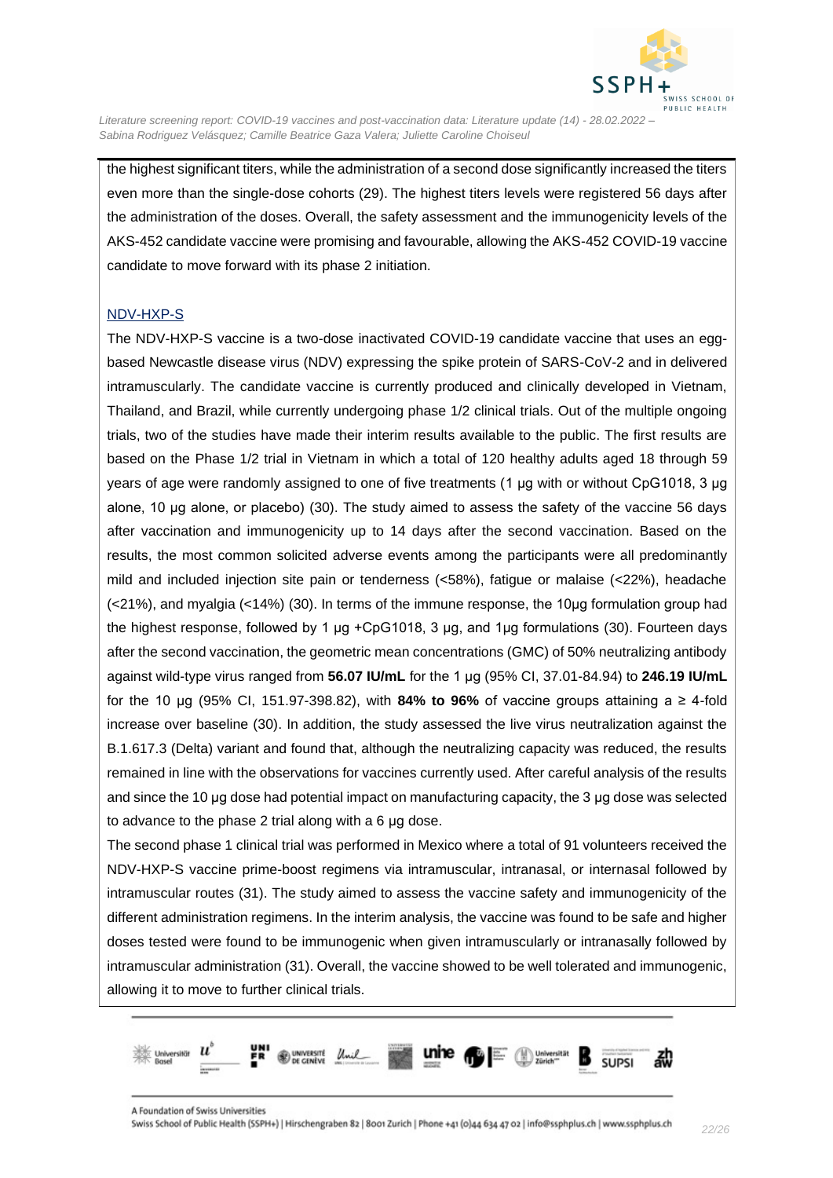the highest significant titers, while the administration of a second dose significantly increased the titers even more than the single-dose cohorts (29). The highest titers levels were registered 56 days after the administration of the doses. Overall, the safety assessment and the immunogenicity levels of the AKS-452 candidate vaccine were promising and favourable, allowing the AKS-452 COVID-19 vaccine candidate to move forward with its phase 2 initiation.

NDV-HXP-S

The NDV-HXP-S vaccine is a two-dose inactivated COVID-19 candidate vaccine that uses an egg-based Newcastle disease virus (NDV) expressing the spike protein of SARS-CoV-2 and in delivered intramuscularly. The candidate vaccine is currently produced and clinically developed in Vietnam, Thailand, and Brazil, while currently undergoing phase 1/2 clinical trials. Out of the multiple ongoing trials, two of the studies have made their interim results available to the public. The first results are based on the Phase 1/2 trial in Vietnam in which a total of 120 healthy adults aged 18 through 59 years of age were randomly assigned to one of five treatments (1 µg with or without CpG1018, 3 µg alone, 10 µg alone, or placebo) (30). The study aimed to assess the safety of the vaccine 56 days after vaccination and immunogenicity up to 14 days after the second vaccination. Based on the results, the most common solicited adverse events among the participants were all predominantly mild and included injection site pain or tenderness (<58%), fatigue or malaise (<22%), headache (<21%), and myalgia (<14%) (30). In terms of the immune response, the 10µg formulation group had the highest response, followed by 1 µg +CpG1018, 3 µg, and 1µg formulations (30). Fourteen days after the second vaccination, the geometric mean concentrations (GMC) of 50% neutralizing antibody against wild-type virus ranged from **56.07 IU/mL** for the 1 µg (95% CI, 37.01-84.94) to **246.19 IU/mL** for the 10 µg (95% CI, 151.97-398.82), with **84% to 96%** of vaccine groups attaining a ≥ 4-fold increase over baseline (30). In addition, the study assessed the live virus neutralization against the B.1.617.3 (Delta) variant and found that, although the neutralizing capacity was reduced, the results remained in line with the observations for vaccines currently used. After careful analysis of the results and since the 10 µg dose had potential impact on manufacturing capacity, the 3 µg dose was selected to advance to the phase 2 trial along with a 6 µg dose.

The second phase 1 clinical trial was performed in Mexico where a total of 91 volunteers received the NDV-HXP-S vaccine prime-boost regimens via intramuscular, intranasal, or internasal followed by intramuscular routes (31). The study aimed to assess the vaccine safety and immunogenicity of the different administration regimens. In the interim analysis, the vaccine was found to be safe and higher doses tested were found to be immunogenic when given intramuscularly or intranasally followed by intramuscular administration (31). Overall, the vaccine showed to be well tolerated and immunogenic, allowing it to move to further clinical trials.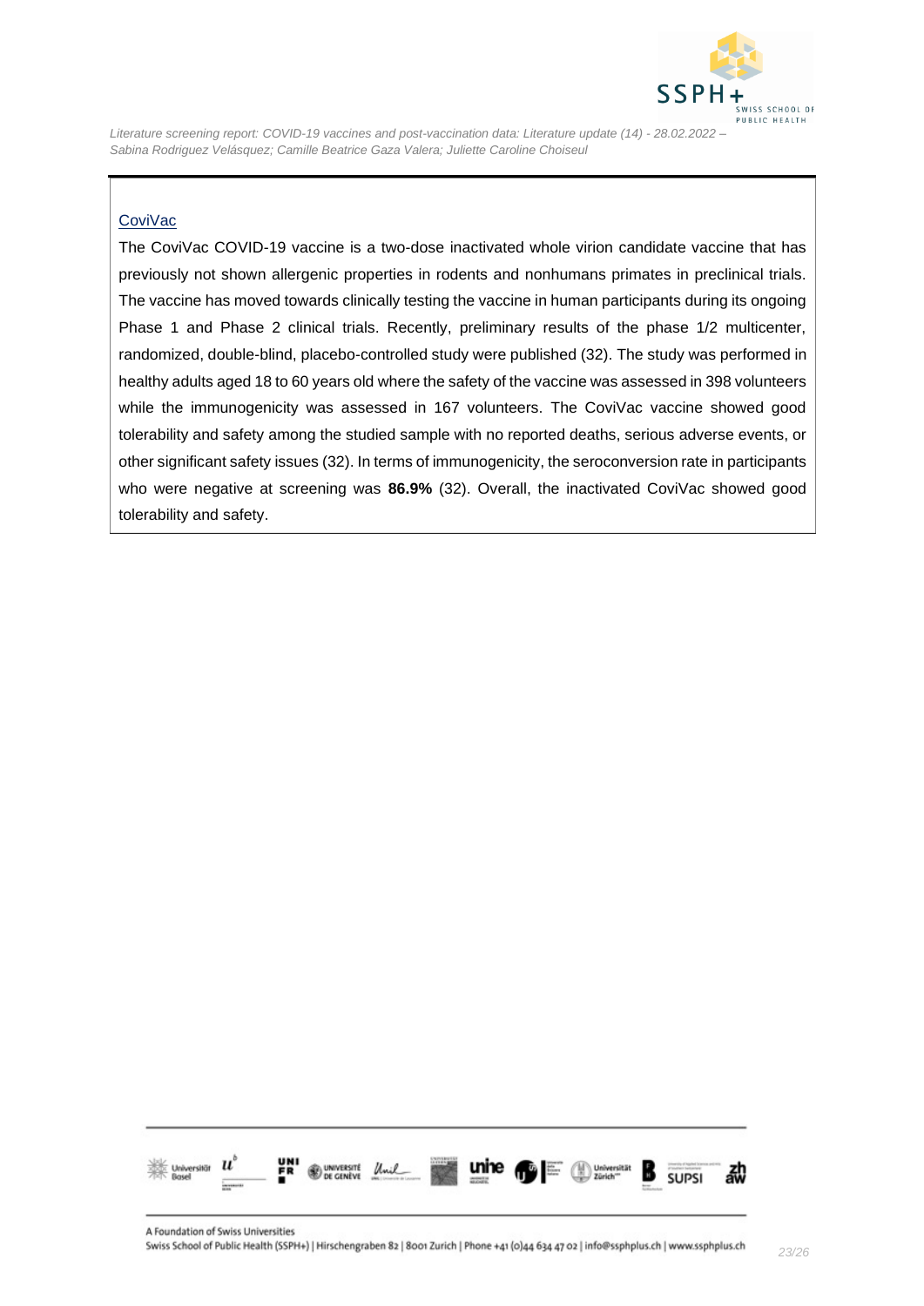CoviVac

The CoviVac COVID-19 vaccine is a two-dose inactivated whole virion candidate vaccine that has previously not shown allergenic properties in rodents and nonhumans primates in preclinical trials. The vaccine has moved towards clinically testing the vaccine in human participants during its ongoing Phase 1 and Phase 2 clinical trials. Recently, preliminary results of the phase 1/2 multicenter, randomized, double-blind, placebo-controlled study were published (32). The study was performed in healthy adults aged 18 to 60 years old where the safety of the vaccine was assessed in 398 volunteers while the immunogenicity was assessed in 167 volunteers. The CoviVac vaccine showed good tolerability and safety among the studied sample with no reported deaths, serious adverse events, or other significant safety issues (32). In terms of immunogenicity, the seroconversion rate in participants who were negative at screening was **86.9%** (32). Overall, the inactivated CoviVac showed good tolerability and safety.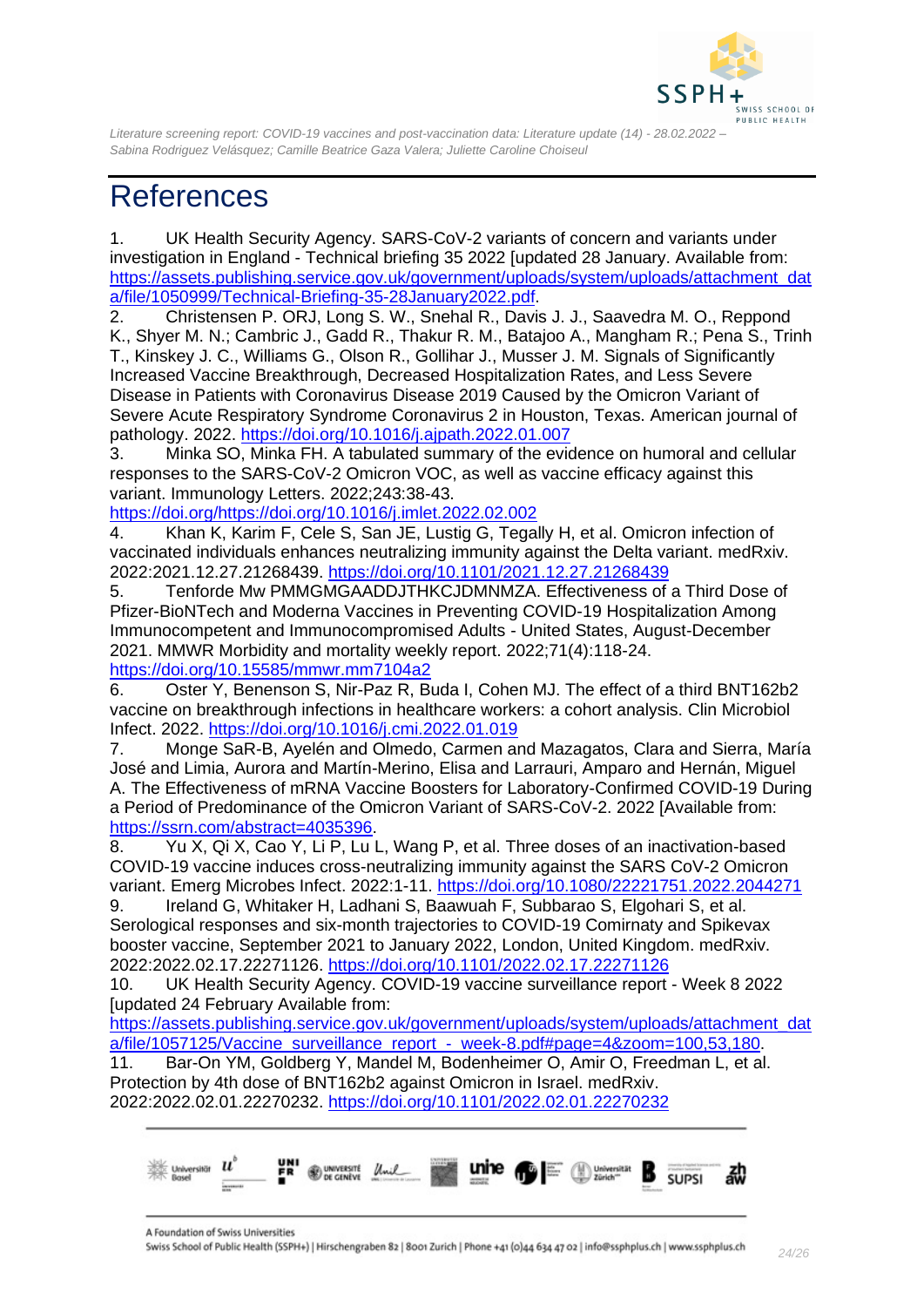# References

1. UK Health Security Agency. SARS-CoV-2 variants of concern and variants under investigation in England - Technical briefing 35 2022 [updated 28 January. Available from: https://assets.publishing.service.gov.uk/government/uploads/system/uploads/attachment_data/file/1050999/Technical-Briefing-35-28January2022.pdf.
2. Christensen P. ORJ, Long S. W., Snehal R., Davis J. J., Saavedra M. O., Reppond K., Shyer M. N.; Cambric J., Gadd R., Thakur R. M., Batajoo A., Mangham R.; Pena S., Trinh T., Kinskey J. C., Williams G., Olson R., Gollihar J., Musser J. M. Signals of Significantly Increased Vaccine Breakthrough, Decreased Hospitalization Rates, and Less Severe Disease in Patients with Coronavirus Disease 2019 Caused by the Omicron Variant of Severe Acute Respiratory Syndrome Coronavirus 2 in Houston, Texas. American journal of pathology. 2022. https://doi.org/10.1016/j.ajpath.2022.01.007
3. Minka SO, Minka FH. A tabulated summary of the evidence on humoral and cellular responses to the SARS-CoV-2 Omicron VOC, as well as vaccine efficacy against this variant. Immunology Letters. 2022;243:38-43. https://doi.org/https://doi.org/10.1016/j.imlet.2022.02.002
4. Khan K, Karim F, Cele S, San JE, Lustig G, Tegally H, et al. Omicron infection of vaccinated individuals enhances neutralizing immunity against the Delta variant. medRxiv. 2022:2021.12.27.21268439. https://doi.org/10.1101/2021.12.27.21268439
5. Tenforde Mw PMMGMGAADDJTHKCJDMNMZA. Effectiveness of a Third Dose of Pfizer-BioNTech and Moderna Vaccines in Preventing COVID-19 Hospitalization Among Immunocompetent and Immunocompromised Adults - United States, August-December 2021. MMWR Morbidity and mortality weekly report. 2022;71(4):118-24. https://doi.org/10.15585/mmwr.mm7104a2
6. Oster Y, Benenson S, Nir-Paz R, Buda I, Cohen MJ. The effect of a third BNT162b2 vaccine on breakthrough infections in healthcare workers: a cohort analysis. Clin Microbiol Infect. 2022. https://doi.org/10.1016/j.cmi.2022.01.019
7. Monge SaR-B, Ayelén and Olmedo, Carmen and Mazagatos, Clara and Sierra, María José and Limia, Aurora and Martín-Merino, Elisa and Larrauri, Amparo and Hernán, Miguel A. The Effectiveness of mRNA Vaccine Boosters for Laboratory-Confirmed COVID-19 During a Period of Predominance of the Omicron Variant of SARS-CoV-2. 2022 [Available from: https://ssrn.com/abstract=4035396.
8. Yu X, Qi X, Cao Y, Li P, Lu L, Wang P, et al. Three doses of an inactivation-based COVID-19 vaccine induces cross-neutralizing immunity against the SARS CoV-2 Omicron variant. Emerg Microbes Infect. 2022:1-11. https://doi.org/10.1080/22221751.2022.2044271
9. Ireland G, Whitaker H, Ladhani S, Baawuah F, Subbarao S, Elgohari S, et al. Serological responses and six-month trajectories to COVID-19 Comirnaty and Spikevax booster vaccine, September 2021 to January 2022, London, United Kingdom. medRxiv. 2022:2022.02.17.22271126. https://doi.org/10.1101/2022.02.17.22271126
10. UK Health Security Agency. COVID-19 vaccine surveillance report - Week 8 2022 [updated 24 February Available from: https://assets.publishing.service.gov.uk/government/uploads/system/uploads/attachment_data/file/1057125/Vaccine_surveillance_report_-_week-8.pdf#page=4&zoom=100,53,180.
11. Bar-On YM, Goldberg Y, Mandel M, Bodenheimer O, Amir O, Freedman L, et al. Protection by 4th dose of BNT162b2 against Omicron in Israel. medRxiv. 2022:2022.02.01.22270232. https://doi.org/10.1101/2022.02.01.22270232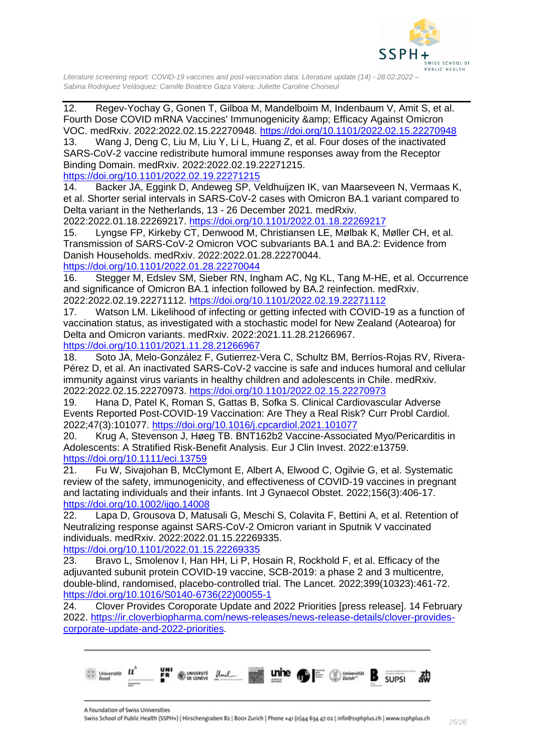12. Regev-Yochay G, Gonen T, Gilboa M, Mandelboim M, Indenbaum V, Amit S, et al. Fourth Dose COVID mRNA Vaccines' Immunogenicity &amp; Efficacy Against Omicron VOC. medRxiv. 2022:2022.02.15.22270948. https://doi.org/10.1101/2022.02.15.22270948
13. Wang J, Deng C, Liu M, Liu Y, Li L, Huang Z, et al. Four doses of the inactivated SARS-CoV-2 vaccine redistribute humoral immune responses away from the Receptor Binding Domain. medRxiv. 2022:2022.02.19.22271215. https://doi.org/10.1101/2022.02.19.22271215
14. Backer JA, Eggink D, Andeweg SP, Veldhuijzen IK, van Maarseveen N, Vermaas K, et al. Shorter serial intervals in SARS-CoV-2 cases with Omicron BA.1 variant compared to Delta variant in the Netherlands, 13 - 26 December 2021. medRxiv. 2022:2022.01.18.22269217. https://doi.org/10.1101/2022.01.18.22269217
15. Lyngse FP, Kirkeby CT, Denwood M, Christiansen LE, Mølbak K, Møller CH, et al. Transmission of SARS-CoV-2 Omicron VOC subvariants BA.1 and BA.2: Evidence from Danish Households. medRxiv. 2022:2022.01.28.22270044. https://doi.org/10.1101/2022.01.28.22270044
16. Stegger M, Edslev SM, Sieber RN, Ingham AC, Ng KL, Tang M-HE, et al. Occurrence and significance of Omicron BA.1 infection followed by BA.2 reinfection. medRxiv. 2022:2022.02.19.22271112. https://doi.org/10.1101/2022.02.19.22271112
17. Watson LM. Likelihood of infecting or getting infected with COVID-19 as a function of vaccination status, as investigated with a stochastic model for New Zealand (Aotearoa) for Delta and Omicron variants. medRxiv. 2022:2021.11.28.21266967. https://doi.org/10.1101/2021.11.28.21266967
18. Soto JA, Melo-González F, Gutierrez-Vera C, Schultz BM, Berríos-Rojas RV, Rivera-Pérez D, et al. An inactivated SARS-CoV-2 vaccine is safe and induces humoral and cellular immunity against virus variants in healthy children and adolescents in Chile. medRxiv. 2022:2022.02.15.22270973. https://doi.org/10.1101/2022.02.15.22270973
19. Hana D, Patel K, Roman S, Gattas B, Sofka S. Clinical Cardiovascular Adverse Events Reported Post-COVID-19 Vaccination: Are They a Real Risk? Curr Probl Cardiol. 2022;47(3):101077. https://doi.org/10.1016/j.cpcardiol.2021.101077
20. Krug A, Stevenson J, Høeg TB. BNT162b2 Vaccine-Associated Myo/Pericarditis in Adolescents: A Stratified Risk-Benefit Analysis. Eur J Clin Invest. 2022:e13759. https://doi.org/10.1111/eci.13759
21. Fu W, Sivajohan B, McClymont E, Albert A, Elwood C, Ogilvie G, et al. Systematic review of the safety, immunogenicity, and effectiveness of COVID-19 vaccines in pregnant and lactating individuals and their infants. Int J Gynaecol Obstet. 2022;156(3):406-17. https://doi.org/10.1002/ijgo.14008
22. Lapa D, Grousova D, Matusali G, Meschi S, Colavita F, Bettini A, et al. Retention of Neutralizing response against SARS-CoV-2 Omicron variant in Sputnik V vaccinated individuals. medRxiv. 2022:2022.01.15.22269335. https://doi.org/10.1101/2022.01.15.22269335
23. Bravo L, Smolenov I, Han HH, Li P, Hosain R, Rockhold F, et al. Efficacy of the adjuvanted subunit protein COVID-19 vaccine, SCB-2019: a phase 2 and 3 multicentre, double-blind, randomised, placebo-controlled trial. The Lancet. 2022;399(10323):461-72. https://doi.org/10.1016/S0140-6736(22)00055-1
24. Clover Provides Coroporate Update and 2022 Priorities [press release]. 14 February 2022. https://ir.cloverbiopharma.com/news-releases/news-release-details/clover-provides-corporate-update-and-2022-priorities.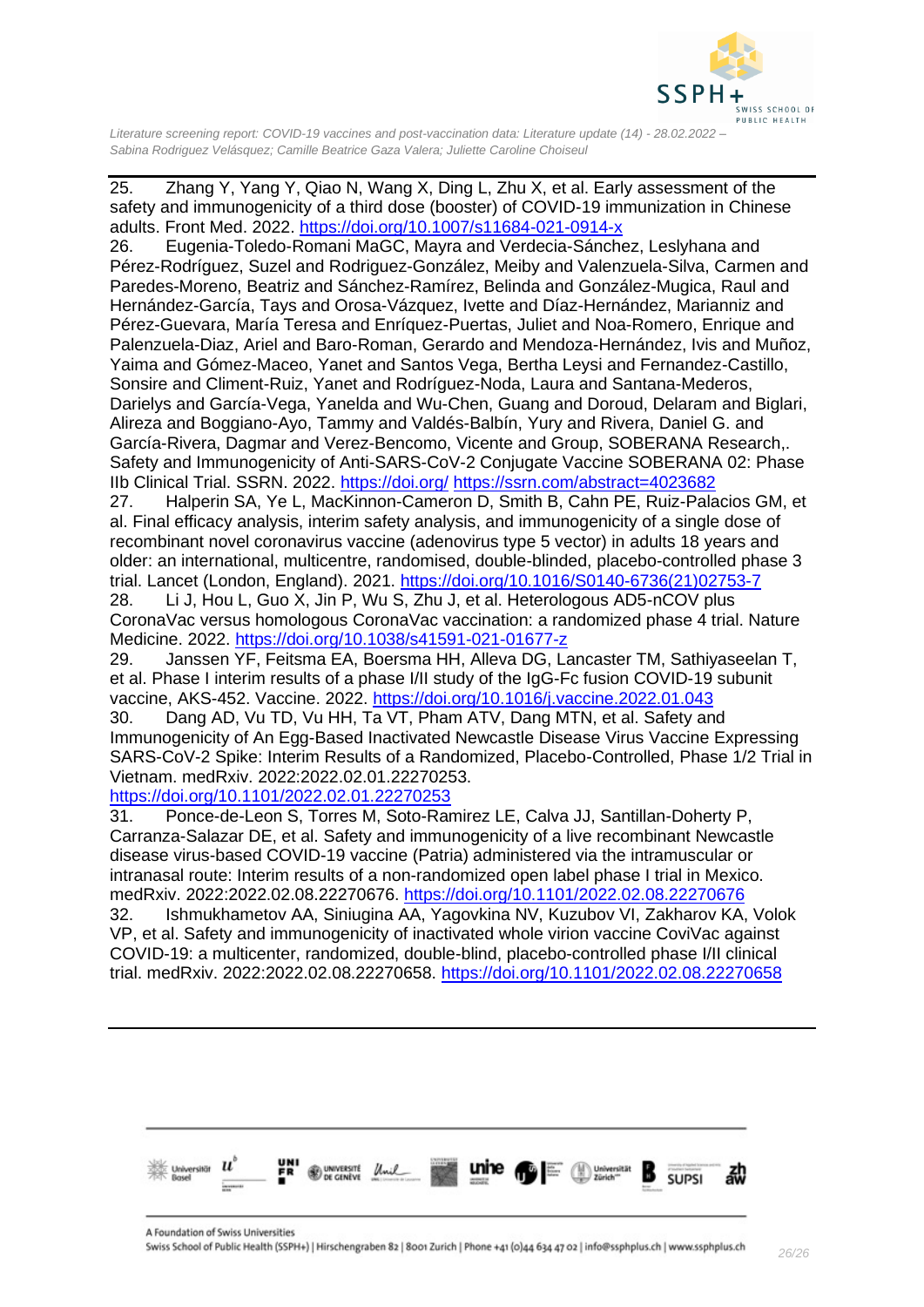25. Zhang Y, Yang Y, Qiao N, Wang X, Ding L, Zhu X, et al. Early assessment of the safety and immunogenicity of a third dose (booster) of COVID-19 immunization in Chinese adults. Front Med. 2022. https://doi.org/10.1007/s11684-021-0914-x

26. Eugenia-Toledo-Romani MaGC, Mayra and Verdecia-Sánchez, Leslyhana and Pérez-Rodríguez, Suzel and Rodriguez-González, Meiby and Valenzuela-Silva, Carmen and Paredes-Moreno, Beatriz and Sánchez-Ramírez, Belinda and González-Mugica, Raul and Hernández-García, Tays and Orosa-Vázquez, Ivette and Díaz-Hernández, Marianniz and Pérez-Guevara, María Teresa and Enríquez-Puertas, Juliet and Noa-Romero, Enrique and Palenzuela-Diaz, Ariel and Baro-Roman, Gerardo and Mendoza-Hernández, Ivis and Muñoz, Yaima and Gómez-Maceo, Yanet and Santos Vega, Bertha Leysi and Fernandez-Castillo, Sonsire and Climent-Ruiz, Yanet and Rodríguez-Noda, Laura and Santana-Mederos, Darielys and García-Vega, Yanelda and Wu-Chen, Guang and Doroud, Delaram and Biglari, Alireza and Boggiano-Ayo, Tammy and Valdés-Balbín, Yury and Rivera, Daniel G. and García-Rivera, Dagmar and Verez-Bencomo, Vicente and Group, SOBERANA Research,. Safety and Immunogenicity of Anti-SARS-CoV-2 Conjugate Vaccine SOBERANA 02: Phase IIb Clinical Trial. SSRN. 2022. https://doi.org/ https://ssrn.com/abstract=4023682

27. Halperin SA, Ye L, MacKinnon-Cameron D, Smith B, Cahn PE, Ruiz-Palacios GM, et al. Final efficacy analysis, interim safety analysis, and immunogenicity of a single dose of recombinant novel coronavirus vaccine (adenovirus type 5 vector) in adults 18 years and older: an international, multicentre, randomised, double-blinded, placebo-controlled phase 3 trial. Lancet (London, England). 2021. https://doi.org/10.1016/S0140-6736(21)02753-7

28. Li J, Hou L, Guo X, Jin P, Wu S, Zhu J, et al. Heterologous AD5-nCOV plus CoronaVac versus homologous CoronaVac vaccination: a randomized phase 4 trial. Nature Medicine. 2022. https://doi.org/10.1038/s41591-021-01677-z

29. Janssen YF, Feitsma EA, Boersma HH, Alleva DG, Lancaster TM, Sathiyaseelan T, et al. Phase I interim results of a phase I/II study of the IgG-Fc fusion COVID-19 subunit vaccine, AKS-452. Vaccine. 2022. https://doi.org/10.1016/j.vaccine.2022.01.043

30. Dang AD, Vu TD, Vu HH, Ta VT, Pham ATV, Dang MTN, et al. Safety and Immunogenicity of An Egg-Based Inactivated Newcastle Disease Virus Vaccine Expressing SARS-CoV-2 Spike: Interim Results of a Randomized, Placebo-Controlled, Phase 1/2 Trial in Vietnam. medRxiv. 2022:2022.02.01.22270253. https://doi.org/10.1101/2022.02.01.22270253

31. Ponce-de-Leon S, Torres M, Soto-Ramirez LE, Calva JJ, Santillan-Doherty P, Carranza-Salazar DE, et al. Safety and immunogenicity of a live recombinant Newcastle disease virus-based COVID-19 vaccine (Patria) administered via the intramuscular or intranasal route: Interim results of a non-randomized open label phase I trial in Mexico. medRxiv. 2022:2022.02.08.22270676. https://doi.org/10.1101/2022.02.08.22270676

32. Ishmukhametov AA, Siniugina AA, Yagovkina NV, Kuzubov VI, Zakharov KA, Volok VP, et al. Safety and immunogenicity of inactivated whole virion vaccine CoviVac against COVID-19: a multicenter, randomized, double-blind, placebo-controlled phase I/II clinical trial. medRxiv. 2022:2022.02.08.22270658. https://doi.org/10.1101/2022.02.08.22270658